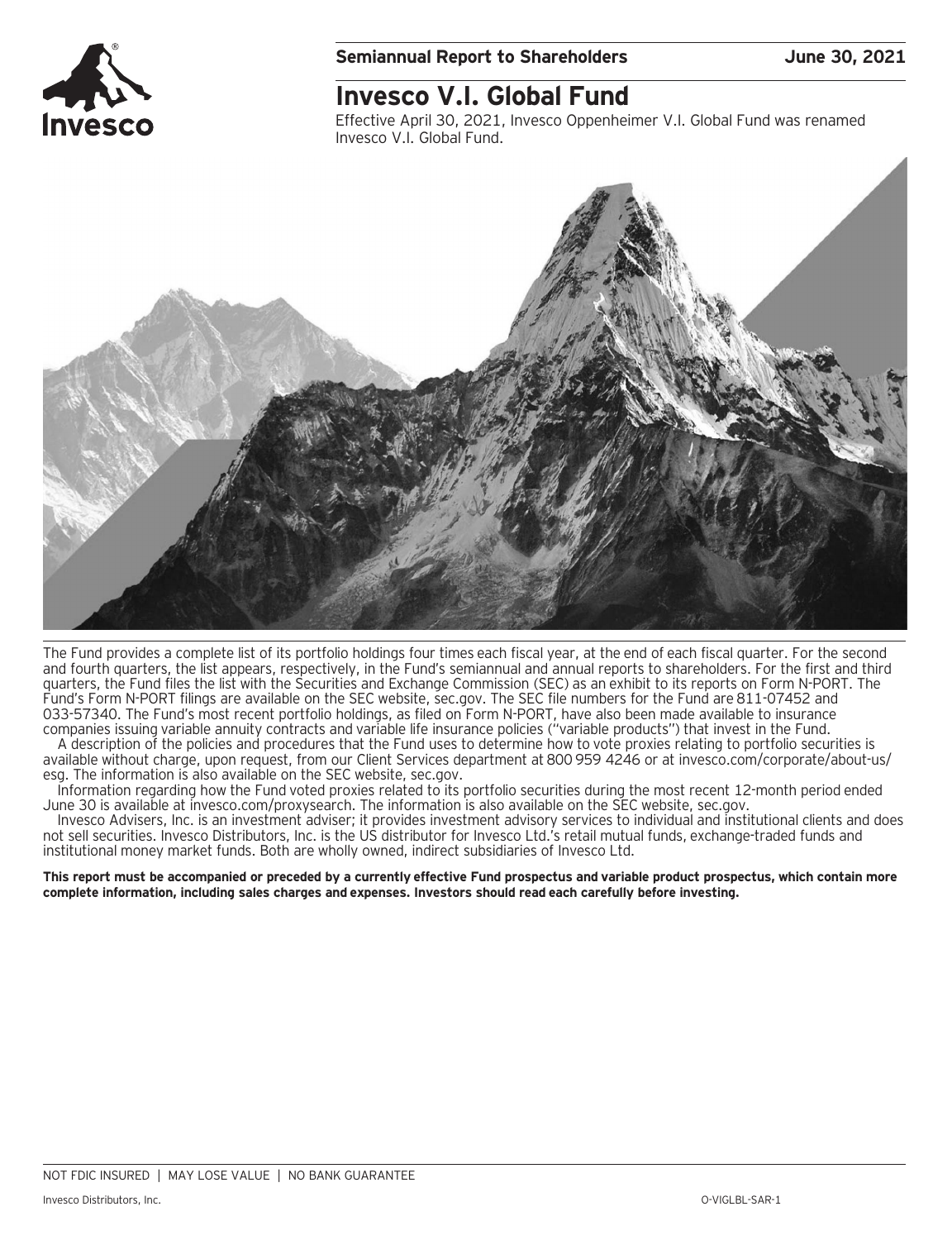**Semiannual Report to Shareholders** **June 30, 2021**

# Invesco V.I. Global Fund

Effective April 30, 2021, Invesco Oppenheimer V.I. Global Fund was renamed Invesco V.I. Global Fund.

The Fund provides a complete list of its portfolio holdings four times each fiscal year, at the end of each fiscal quarter. For the second and fourth quarters, the list appears, respectively, in the Fund's semiannual and annual reports to shareholders. For the first and third quarters, the Fund files the list with the Securities and Exchange Commission (SEC) as an exhibit to its reports on Form N-PORT. The Fund's Form N-PORT filings are available on the SEC website, sec.gov. The SEC file numbers for the Fund are 811-07452 and 033-57340. The Fund's most recent portfolio holdings, as filed on Form N-PORT, have also been made available to insurance companies issuing variable annuity contracts and variable life insurance policies ("variable products") that invest in the Fund.

A description of the policies and procedures that the Fund uses to determine how to vote proxies relating to portfolio securities is available without charge, upon request, from our Client Services department at 800 959 4246 or at invesco.com/corporate/about-us/esg. The information is also available on the SEC website, sec.gov.

Information regarding how the Fund voted proxies related to its portfolio securities during the most recent 12-month period ended June 30 is available at invesco.com/proxysearch. The information is also available on the SEC website, sec.gov.

Invesco Advisers, Inc. is an investment adviser; it provides investment advisory services to individual and institutional clients and does not sell securities. Invesco Distributors, Inc. is the US distributor for Invesco Ltd.'s retail mutual funds, exchange-traded funds and institutional money market funds. Both are wholly owned, indirect subsidiaries of Invesco Ltd.

**This report must be accompanied or preceded by a currently effective Fund prospectus and variable product prospectus, which contain more complete information, including sales charges and expenses. Investors should read each carefully before investing.**

NOT FDIC INSURED | MAY LOSE VALUE | NO BANK GUARANTEE

Invesco Distributors, Inc. O-VIGLBL-SAR-1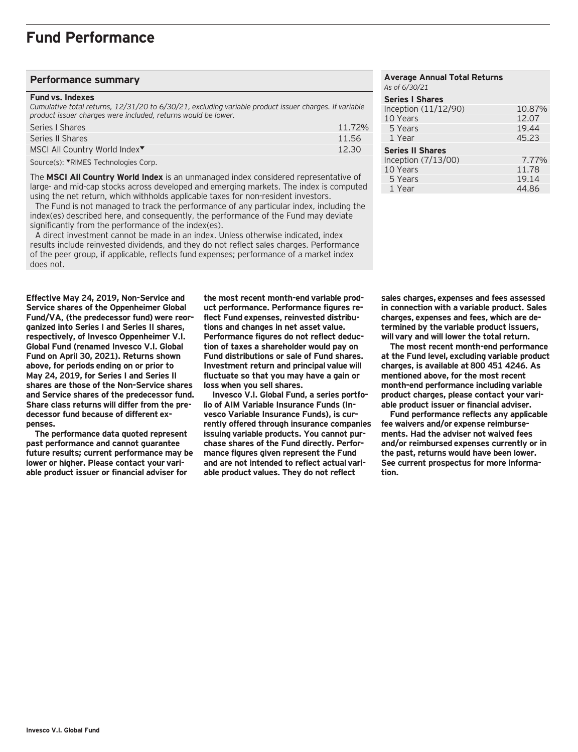# Fund Performance

## Performance summary

**Fund vs. Indexes**

*Cumulative total returns, 12/31/20 to 6/30/21, excluding variable product issuer charges. If variable product issuer charges were included, returns would be lower.*

| | |
|---|---|
| Series I Shares | 11.72% |
| Series II Shares | 11.56 |
| MSCI All Country World Index▼ | 12.30 |

Source(s): ▼RIMES Technologies Corp.

The **MSCI All Country World Index** is an unmanaged index considered representative of large- and mid-cap stocks across developed and emerging markets. The index is computed using the net return, which withholds applicable taxes for non-resident investors.

The Fund is not managed to track the performance of any particular index, including the index(es) described here, and consequently, the performance of the Fund may deviate significantly from the performance of the index(es).

A direct investment cannot be made in an index. Unless otherwise indicated, index results include reinvested dividends, and they do not reflect sales charges. Performance of the peer group, if applicable, reflects fund expenses; performance of a market index does not.

**Average Annual Total Returns**

*As of 6/30/21*

| | |
|---|---|
| **Series I Shares** | |
| Inception (11/12/90) | 10.87% |
| 10 Years | 12.07 |
| 5 Years | 19.44 |
| 1 Year | 45.23 |
| **Series II Shares** | |
| Inception (7/13/00) | 7.77% |
| 10 Years | 11.78 |
| 5 Years | 19.14 |
| 1 Year | 44.86 |

**Effective May 24, 2019, Non-Service and Service shares of the Oppenheimer Global Fund/VA, (the predecessor fund) were reorganized into Series I and Series II shares, respectively, of Invesco Oppenheimer V.I. Global Fund (renamed Invesco V.I. Global Fund on April 30, 2021). Returns shown above, for periods ending on or prior to May 24, 2019, for Series I and Series II shares are those of the Non-Service shares and Service shares of the predecessor fund. Share class returns will differ from the predecessor fund because of different expenses.**

**The performance data quoted represent past performance and cannot guarantee future results; current performance may be lower or higher. Please contact your variable product issuer or financial adviser for the most recent month-end variable product performance. Performance figures reflect Fund expenses, reinvested distributions and changes in net asset value. Performance figures do not reflect deduction of taxes a shareholder would pay on Fund distributions or sale of Fund shares. Investment return and principal value will fluctuate so that you may have a gain or loss when you sell shares.**

**Invesco V.I. Global Fund, a series portfolio of AIM Variable Insurance Funds (Invesco Variable Insurance Funds), is currently offered through insurance companies issuing variable products. You cannot purchase shares of the Fund directly. Performance figures given represent the Fund and are not intended to reflect actual variable product values. They do not reflect sales charges, expenses and fees assessed in connection with a variable product. Sales charges, expenses and fees, which are determined by the variable product issuers, will vary and will lower the total return.**

**The most recent month-end performance at the Fund level, excluding variable product charges, is available at 800 451 4246. As mentioned above, for the most recent month-end performance including variable product charges, please contact your variable product issuer or financial adviser.**

**Fund performance reflects any applicable fee waivers and/or expense reimbursements. Had the adviser not waived fees and/or reimbursed expenses currently or in the past, returns would have been lower. See current prospectus for more information.**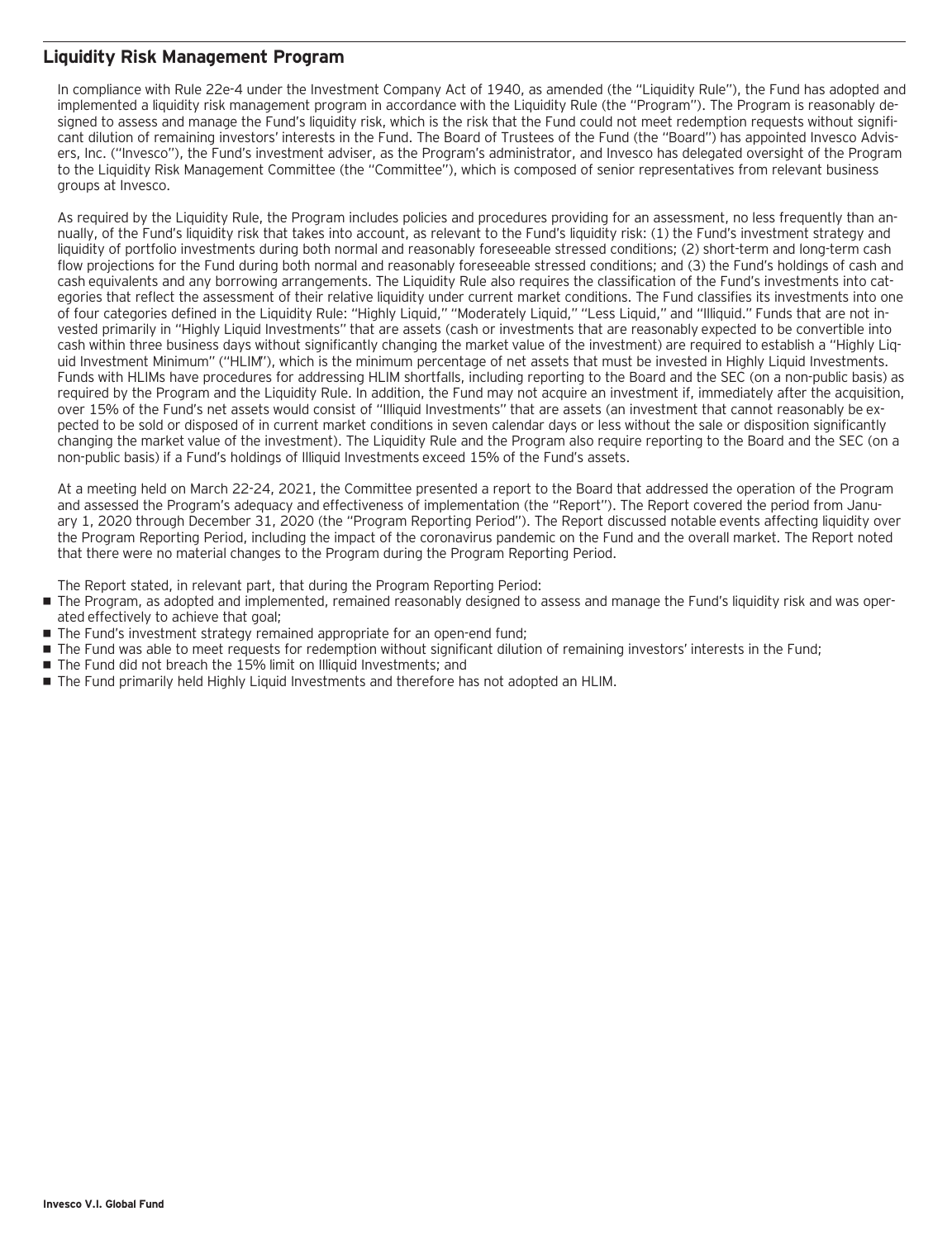## Liquidity Risk Management Program

In compliance with Rule 22e-4 under the Investment Company Act of 1940, as amended (the "Liquidity Rule"), the Fund has adopted and implemented a liquidity risk management program in accordance with the Liquidity Rule (the "Program"). The Program is reasonably designed to assess and manage the Fund's liquidity risk, which is the risk that the Fund could not meet redemption requests without significant dilution of remaining investors' interests in the Fund. The Board of Trustees of the Fund (the "Board") has appointed Invesco Advisers, Inc. ("Invesco"), the Fund's investment adviser, as the Program's administrator, and Invesco has delegated oversight of the Program to the Liquidity Risk Management Committee (the "Committee"), which is composed of senior representatives from relevant business groups at Invesco.

As required by the Liquidity Rule, the Program includes policies and procedures providing for an assessment, no less frequently than annually, of the Fund's liquidity risk that takes into account, as relevant to the Fund's liquidity risk: (1) the Fund's investment strategy and liquidity of portfolio investments during both normal and reasonably foreseeable stressed conditions; (2) short-term and long-term cash flow projections for the Fund during both normal and reasonably foreseeable stressed conditions; and (3) the Fund's holdings of cash and cash equivalents and any borrowing arrangements. The Liquidity Rule also requires the classification of the Fund's investments into categories that reflect the assessment of their relative liquidity under current market conditions. The Fund classifies its investments into one of four categories defined in the Liquidity Rule: "Highly Liquid," "Moderately Liquid," "Less Liquid," and "Illiquid." Funds that are not invested primarily in "Highly Liquid Investments" that are assets (cash or investments that are reasonably expected to be convertible into cash within three business days without significantly changing the market value of the investment) are required to establish a "Highly Liquid Investment Minimum" ("HLIM"), which is the minimum percentage of net assets that must be invested in Highly Liquid Investments. Funds with HLIMs have procedures for addressing HLIM shortfalls, including reporting to the Board and the SEC (on a non-public basis) as required by the Program and the Liquidity Rule. In addition, the Fund may not acquire an investment if, immediately after the acquisition, over 15% of the Fund's net assets would consist of "Illiquid Investments" that are assets (an investment that cannot reasonably be expected to be sold or disposed of in current market conditions in seven calendar days or less without the sale or disposition significantly changing the market value of the investment). The Liquidity Rule and the Program also require reporting to the Board and the SEC (on a non-public basis) if a Fund's holdings of Illiquid Investments exceed 15% of the Fund's assets.

At a meeting held on March 22-24, 2021, the Committee presented a report to the Board that addressed the operation of the Program and assessed the Program's adequacy and effectiveness of implementation (the "Report"). The Report covered the period from January 1, 2020 through December 31, 2020 (the "Program Reporting Period"). The Report discussed notable events affecting liquidity over the Program Reporting Period, including the impact of the coronavirus pandemic on the Fund and the overall market. The Report noted that there were no material changes to the Program during the Program Reporting Period.

The Report stated, in relevant part, that during the Program Reporting Period:

- The Program, as adopted and implemented, remained reasonably designed to assess and manage the Fund's liquidity risk and was operated effectively to achieve that goal;
- The Fund's investment strategy remained appropriate for an open-end fund;
- The Fund was able to meet requests for redemption without significant dilution of remaining investors' interests in the Fund;
- The Fund did not breach the 15% limit on Illiquid Investments; and
- The Fund primarily held Highly Liquid Investments and therefore has not adopted an HLIM.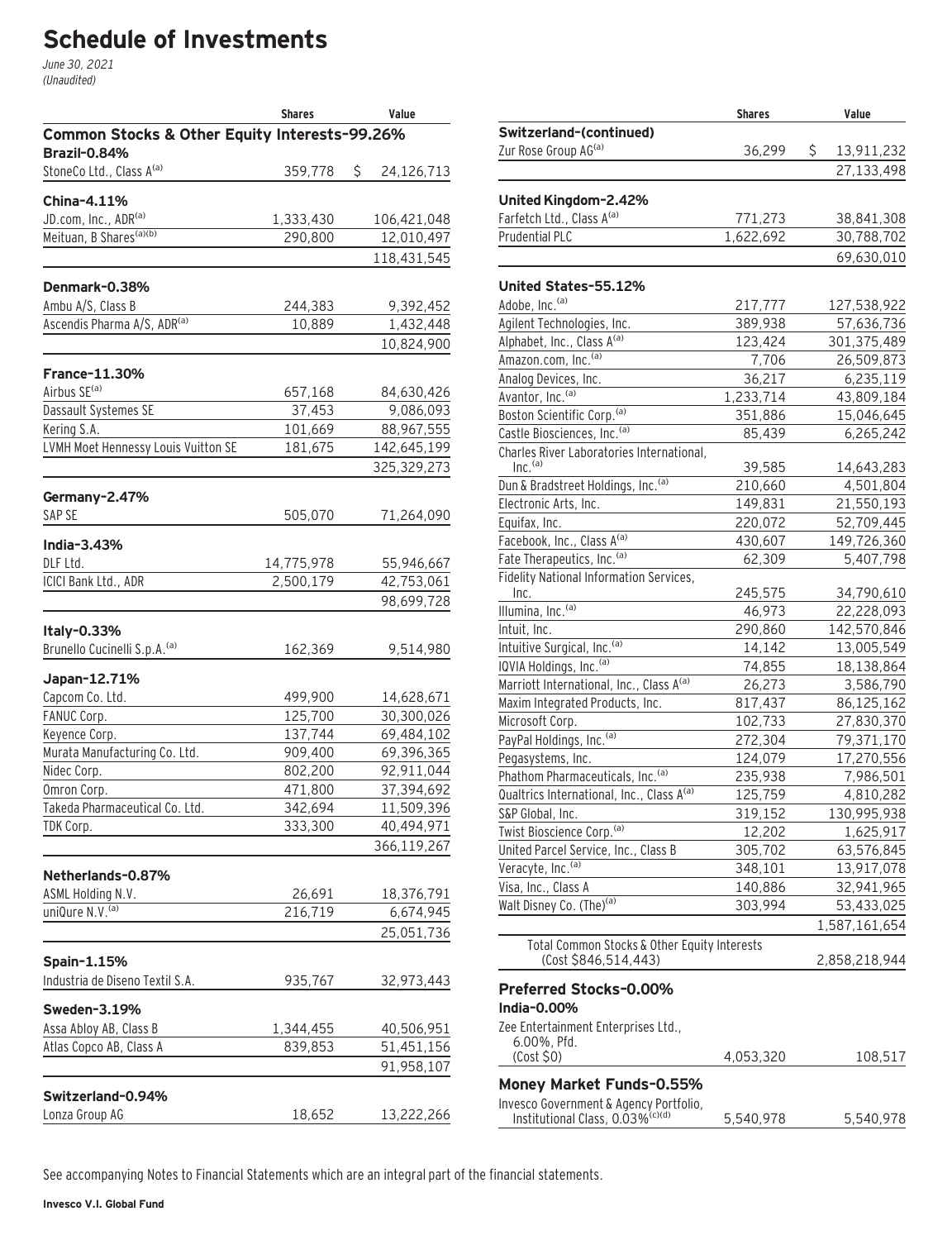# Schedule of Investments

*June 30, 2021*
*(Unaudited)*

| | Shares | Value |
|---|---|---|
| **Common Stocks & Other Equity Interests-99.26%** | | |
| **Brazil-0.84%** | | |
| StoneCo Ltd., Class A[(a)] | 359,778 | $ 24,126,713 |
| **China-4.11%** | | |
| JD.com, Inc., ADR[(a)] | 1,333,430 | 106,421,048 |
| Meituan, B Shares[(a)(b)] | 290,800 | 12,010,497 |
| | | 118,431,545 |
| **Denmark-0.38%** | | |
| Ambu A/S, Class B | 244,383 | 9,392,452 |
| Ascendis Pharma A/S, ADR[(a)] | 10,889 | 1,432,448 |
| | | 10,824,900 |
| **France-11.30%** | | |
| Airbus SE[(a)] | 657,168 | 84,630,426 |
| Dassault Systemes SE | 37,453 | 9,086,093 |
| Kering S.A. | 101,669 | 88,967,555 |
| LVMH Moet Hennessy Louis Vuitton SE | 181,675 | 142,645,199 |
| | | 325,329,273 |
| **Germany-2.47%** | | |
| SAP SE | 505,070 | 71,264,090 |
| **India-3.43%** | | |
| DLF Ltd. | 14,775,978 | 55,946,667 |
| ICICI Bank Ltd., ADR | 2,500,179 | 42,753,061 |
| | | 98,699,728 |
| **Italy-0.33%** | | |
| Brunello Cucinelli S.p.A.[(a)] | 162,369 | 9,514,980 |
| **Japan-12.71%** | | |
| Capcom Co. Ltd. | 499,900 | 14,628,671 |
| FANUC Corp. | 125,700 | 30,300,026 |
| Keyence Corp. | 137,744 | 69,484,102 |
| Murata Manufacturing Co. Ltd. | 909,400 | 69,396,365 |
| Nidec Corp. | 802,200 | 92,911,044 |
| Omron Corp. | 471,800 | 37,394,692 |
| Takeda Pharmaceutical Co. Ltd. | 342,694 | 11,509,396 |
| TDK Corp. | 333,300 | 40,494,971 |
| | | 366,119,267 |
| **Netherlands-0.87%** | | |
| ASML Holding N.V. | 26,691 | 18,376,791 |
| uniQure N.V.[(a)] | 216,719 | 6,674,945 |
| | | 25,051,736 |
| **Spain-1.15%** | | |
| Industria de Diseno Textil S.A. | 935,767 | 32,973,443 |
| **Sweden-3.19%** | | |
| Assa Abloy AB, Class B | 1,344,455 | 40,506,951 |
| Atlas Copco AB, Class A | 839,853 | 51,451,156 |
| | | 91,958,107 |
| **Switzerland-0.94%** | | |
| Lonza Group AG | 18,652 | 13,222,266 |
| **Switzerland-(continued)** | | |
| Zur Rose Group AG[(a)] | 36,299 | $ 13,911,232 |
| | | 27,133,498 |
| **United Kingdom-2.42%** | | |
| Farfetch Ltd., Class A[(a)] | 771,273 | 38,841,308 |
| Prudential PLC | 1,622,692 | 30,788,702 |
| | | 69,630,010 |
| **United States-55.12%** | | |
| Adobe, Inc.[(a)] | 217,777 | 127,538,922 |
| Agilent Technologies, Inc. | 389,938 | 57,636,736 |
| Alphabet, Inc., Class A[(a)] | 123,424 | 301,375,489 |
| Amazon.com, Inc.[(a)] | 7,706 | 26,509,873 |
| Analog Devices, Inc. | 36,217 | 6,235,119 |
| Avantor, Inc.[(a)] | 1,233,714 | 43,809,184 |
| Boston Scientific Corp.[(a)] | 351,886 | 15,046,645 |
| Castle Biosciences, Inc.[(a)] | 85,439 | 6,265,242 |
| Charles River Laboratories International, Inc.[(a)] | 39,585 | 14,643,283 |
| Dun & Bradstreet Holdings, Inc.[(a)] | 210,660 | 4,501,804 |
| Electronic Arts, Inc. | 149,831 | 21,550,193 |
| Equifax, Inc. | 220,072 | 52,709,445 |
| Facebook, Inc., Class A[(a)] | 430,607 | 149,726,360 |
| Fate Therapeutics, Inc.[(a)] | 62,309 | 5,407,798 |
| Fidelity National Information Services, Inc. | 245,575 | 34,790,610 |
| Illumina, Inc.[(a)] | 46,973 | 22,228,093 |
| Intuit, Inc. | 290,860 | 142,570,846 |
| Intuitive Surgical, Inc.[(a)] | 14,142 | 13,005,549 |
| IQVIA Holdings, Inc.[(a)] | 74,855 | 18,138,864 |
| Marriott International, Inc., Class A[(a)] | 26,273 | 3,586,790 |
| Maxim Integrated Products, Inc. | 817,437 | 86,125,162 |
| Microsoft Corp. | 102,733 | 27,830,370 |
| PayPal Holdings, Inc.[(a)] | 272,304 | 79,371,170 |
| Pegasystems, Inc. | 124,079 | 17,270,556 |
| Phathom Pharmaceuticals, Inc.[(a)] | 235,938 | 7,986,501 |
| Qualtrics International, Inc., Class A[(a)] | 125,759 | 4,810,282 |
| S&P Global, Inc. | 319,152 | 130,995,938 |
| Twist Bioscience Corp.[(a)] | 12,202 | 1,625,917 |
| United Parcel Service, Inc., Class B | 305,702 | 63,576,845 |
| Veracyte, Inc.[(a)] | 348,101 | 13,917,078 |
| Visa, Inc., Class A | 140,886 | 32,941,965 |
| Walt Disney Co. (The)[(a)] | 303,994 | 53,433,025 |
| | | 1,587,161,654 |
| Total Common Stocks & Other Equity Interests (Cost $846,514,443) | | 2,858,218,944 |
| **Preferred Stocks-0.00%** | | |
| **India-0.00%** | | |
| Zee Entertainment Enterprises Ltd., 6.00%, Pfd. (Cost $0) | 4,053,320 | 108,517 |
| **Money Market Funds-0.55%** | | |
| Invesco Government & Agency Portfolio, Institutional Class, 0.03%[(c)(d)] | 5,540,978 | 5,540,978 |

See accompanying Notes to Financial Statements which are an integral part of the financial statements.

**Invesco V.I. Global Fund**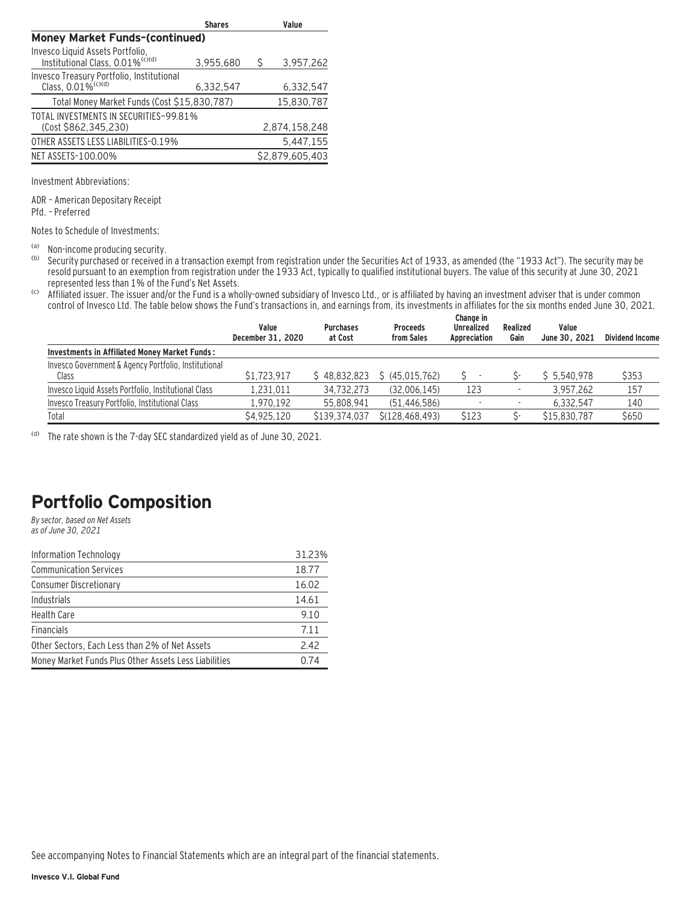| | Shares | Value |
|---|---|---|
| **Money Market Funds-(continued)** | | |
| Invesco Liquid Assets Portfolio, Institutional Class, 0.01%[(c)(d)] | 3,955,680 | $ 3,957,262 |
| Invesco Treasury Portfolio, Institutional Class, 0.01%[(c)(d)] | 6,332,547 | 6,332,547 |
| Total Money Market Funds (Cost $15,830,787) | | 15,830,787 |
| TOTAL INVESTMENTS IN SECURITIES-99.81% (Cost $862,345,230) | | 2,874,158,248 |
| OTHER ASSETS LESS LIABILITIES-0.19% | | 5,447,155 |
| NET ASSETS-100.00% | | $2,879,605,403 |

Investment Abbreviations:

ADR – American Depositary Receipt
Pfd. – Preferred

Notes to Schedule of Investments:

(a) Non-income producing security.

(b) Security purchased or received in a transaction exempt from registration under the Securities Act of 1933, as amended (the "1933 Act"). The security may be resold pursuant to an exemption from registration under the 1933 Act, typically to qualified institutional buyers. The value of this security at June 30, 2021 represented less than 1% of the Fund's Net Assets.

(c) Affiliated issuer. The issuer and/or the Fund is a wholly-owned subsidiary of Invesco Ltd., or is affiliated by having an investment adviser that is under common control of Invesco Ltd. The table below shows the Fund's transactions in, and earnings from, its investments in affiliates for the six months ended June 30, 2021.

| | Value December 31, 2020 | Purchases at Cost | Proceeds from Sales | Change in Unrealized Appreciation | Realized Gain | Value June 30, 2021 | Dividend Income |
|---|---|---|---|---|---|---|---|
| **Investments in Affiliated Money Market Funds:** | | | | | | | |
| Invesco Government & Agency Portfolio, Institutional Class | $1,723,917 | $ 48,832,823 | $ (45,015,762) | $ - | $- | $ 5,540,978 | $353 |
| Invesco Liquid Assets Portfolio, Institutional Class | 1,231,011 | 34,732,273 | (32,006,145) | 123 | - | 3,957,262 | 157 |
| Invesco Treasury Portfolio, Institutional Class | 1,970,192 | 55,808,941 | (51,446,586) | - | - | 6,332,547 | 140 |
| Total | $4,925,120 | $139,374,037 | $(128,468,493) | $123 | $- | $15,830,787 | $650 |

(d) The rate shown is the 7-day SEC standardized yield as of June 30, 2021.

# Portfolio Composition

*By sector, based on Net Assets as of June 30, 2021*

| | |
|---|---|
| Information Technology | 31.23% |
| Communication Services | 18.77 |
| Consumer Discretionary | 16.02 |
| Industrials | 14.61 |
| Health Care | 9.10 |
| Financials | 7.11 |
| Other Sectors, Each Less than 2% of Net Assets | 2.42 |
| Money Market Funds Plus Other Assets Less Liabilities | 0.74 |

See accompanying Notes to Financial Statements which are an integral part of the financial statements.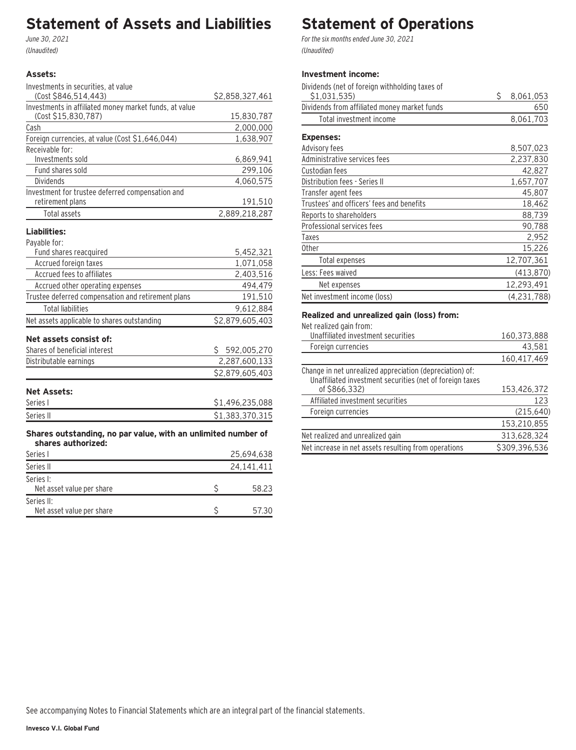# Statement of Assets and Liabilities

*June 30, 2021*

*(Unaudited)*

| | |
|---|---|
| **Assets:** | |
| Investments in securities, at value (Cost $846,514,443) | $2,858,327,461 |
| Investments in affiliated money market funds, at value (Cost $15,830,787) | 15,830,787 |
| Cash | 2,000,000 |
| Foreign currencies, at value (Cost $1,646,044) | 1,638,907 |
| Receivable for: | |
| Investments sold | 6,869,941 |
| Fund shares sold | 299,106 |
| Dividends | 4,060,575 |
| Investment for trustee deferred compensation and retirement plans | 191,510 |
| Total assets | 2,889,218,287 |
| **Liabilities:** | |
| Payable for: | |
| Fund shares reacquired | 5,452,321 |
| Accrued foreign taxes | 1,071,058 |
| Accrued fees to affiliates | 2,403,516 |
| Accrued other operating expenses | 494,479 |
| Trustee deferred compensation and retirement plans | 191,510 |
| Total liabilities | 9,612,884 |
| Net assets applicable to shares outstanding | $2,879,605,403 |
| **Net assets consist of:** | |
| Shares of beneficial interest | $ 592,005,270 |
| Distributable earnings | 2,287,600,133 |
| | $2,879,605,403 |
| **Net Assets:** | |
| Series I | $1,496,235,088 |
| Series II | $1,383,370,315 |
| **Shares outstanding, no par value, with an unlimited number of shares authorized:** | |
| Series I | 25,694,638 |
| Series II | 24,141,411 |
| Series I: Net asset value per share | $ 58.23 |
| Series II: Net asset value per share | $ 57.30 |

# Statement of Operations

*For the six months ended June 30, 2021*

*(Unaudited)*

| | |
|---|---|
| **Investment income:** | |
| Dividends (net of foreign withholding taxes of $1,031,535) | $ 8,061,053 |
| Dividends from affiliated money market funds | 650 |
| Total investment income | 8,061,703 |
| **Expenses:** | |
| Advisory fees | 8,507,023 |
| Administrative services fees | 2,237,830 |
| Custodian fees | 42,827 |
| Distribution fees - Series II | 1,657,707 |
| Transfer agent fees | 45,807 |
| Trustees' and officers' fees and benefits | 18,462 |
| Reports to shareholders | 88,739 |
| Professional services fees | 90,788 |
| Taxes | 2,952 |
| Other | 15,226 |
| Total expenses | 12,707,361 |
| Less: Fees waived | (413,870) |
| Net expenses | 12,293,491 |
| Net investment income (loss) | (4,231,788) |
| **Realized and unrealized gain (loss) from:** | |
| Net realized gain from: | |
| Unaffiliated investment securities | 160,373,888 |
| Foreign currencies | 43,581 |
| | 160,417,469 |
| Change in net unrealized appreciation (depreciation) of: | |
| Unaffiliated investment securities (net of foreign taxes of $866,332) | 153,426,372 |
| Affiliated investment securities | 123 |
| Foreign currencies | (215,640) |
| | 153,210,855 |
| Net realized and unrealized gain | 313,628,324 |
| Net increase in net assets resulting from operations | $309,396,536 |

See accompanying Notes to Financial Statements which are an integral part of the financial statements.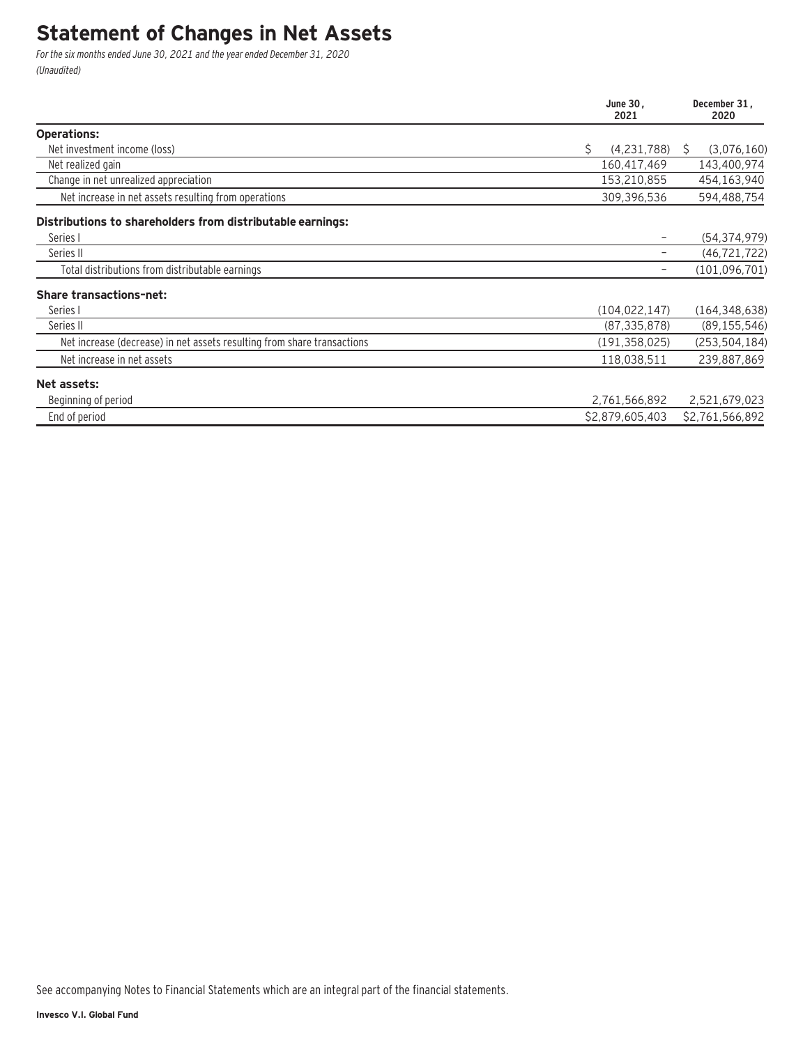# Statement of Changes in Net Assets

*For the six months ended June 30, 2021 and the year ended December 31, 2020*
*(Unaudited)*

| | June 30, 2021 | December 31, 2020 |
|---|---|---|
| **Operations:** | | |
| Net investment income (loss) | $ (4,231,788) | $ (3,076,160) |
| Net realized gain | 160,417,469 | 143,400,974 |
| Change in net unrealized appreciation | 153,210,855 | 454,163,940 |
| Net increase in net assets resulting from operations | 309,396,536 | 594,488,754 |
| **Distributions to shareholders from distributable earnings:** | | |
| Series I | – | (54,374,979) |
| Series II | – | (46,721,722) |
| Total distributions from distributable earnings | – | (101,096,701) |
| **Share transactions-net:** | | |
| Series I | (104,022,147) | (164,348,638) |
| Series II | (87,335,878) | (89,155,546) |
| Net increase (decrease) in net assets resulting from share transactions | (191,358,025) | (253,504,184) |
| Net increase in net assets | 118,038,511 | 239,887,869 |
| **Net assets:** | | |
| Beginning of period | 2,761,566,892 | 2,521,679,023 |
| End of period | $2,879,605,403 | $2,761,566,892 |

See accompanying Notes to Financial Statements which are an integral part of the financial statements.

**Invesco V.I. Global Fund**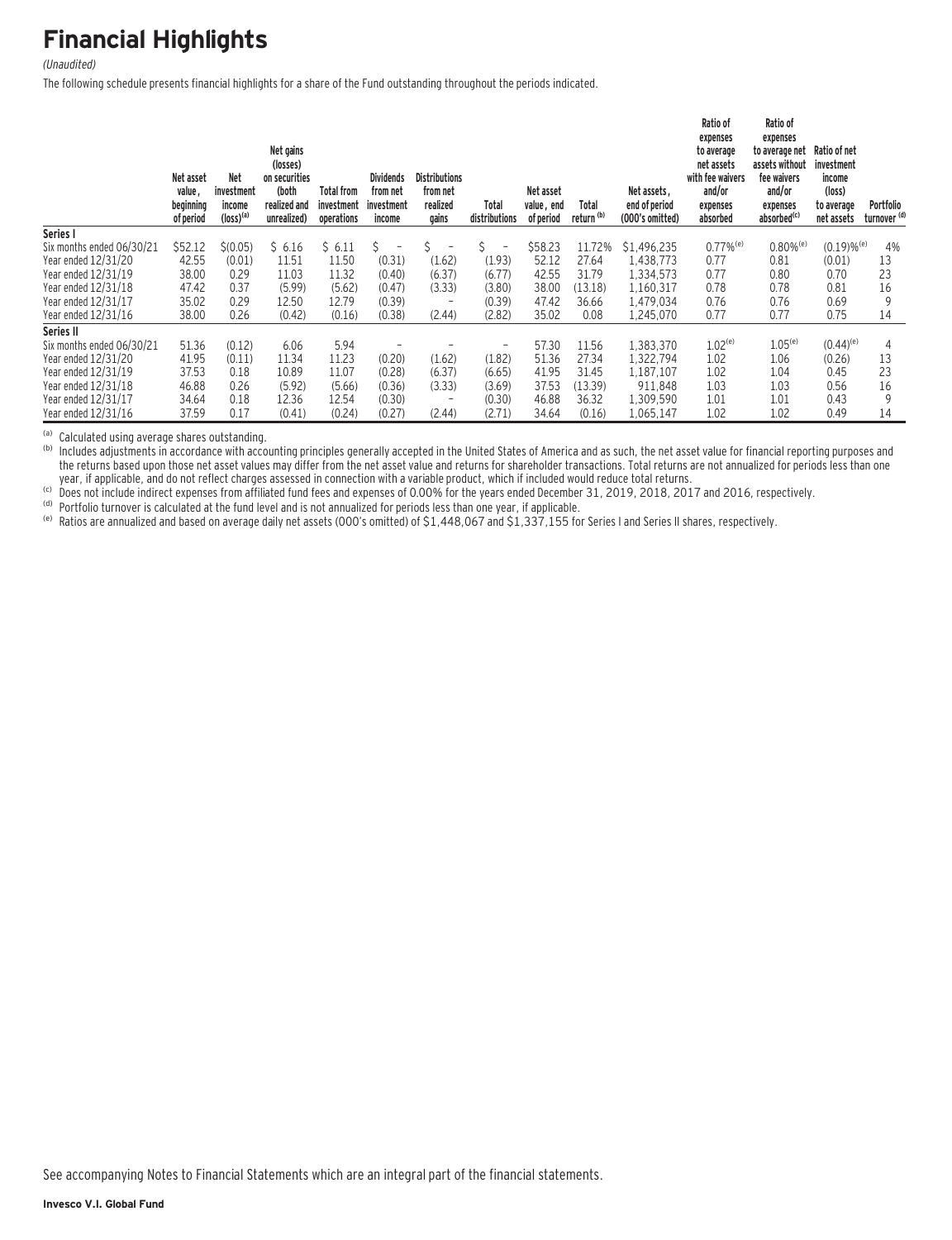# Financial Highlights

*(Unaudited)*

The following schedule presents financial highlights for a share of the Fund outstanding throughout the periods indicated.

| | Net asset value, beginning of period | Net investment income (loss)[(a)] | Net gains (losses) on securities (both realized and unrealized) | Total from investment operations | Dividends from net investment income | Distributions from net realized gains | Total distributions | Net asset value, end of period | Total return [(b)] | Net assets, end of period (000's omitted) | Ratio of expenses to average net assets with fee waivers and/or expenses absorbed | Ratio of expenses to average net assets without fee waivers and/or expenses absorbed[(c)] | Ratio of net investment income (loss) to average net assets | Portfolio turnover [(d)] |
|---|---|---|---|---|---|---|---|---|---|---|---|---|---|---|
| **Series I** | | | | | | | | | | | | | | |
| Six months ended 06/30/21 | $52.12 | $(0.05) | $ 6.16 | $ 6.11 | $ – | $ – | $ – | $58.23 | 11.72% | $1,496,235 | 0.77%[(e)] | 0.80%[(e)] | (0.19)%[(e)] | 4% |
| Year ended 12/31/20 | 42.55 | (0.01) | 11.51 | 11.50 | (0.31) | (1.62) | (1.93) | 52.12 | 27.64 | 1,438,773 | 0.77 | 0.81 | (0.01) | 13 |
| Year ended 12/31/19 | 38.00 | 0.29 | 11.03 | 11.32 | (0.40) | (6.37) | (6.77) | 42.55 | 31.79 | 1,334,573 | 0.77 | 0.80 | 0.70 | 23 |
| Year ended 12/31/18 | 47.42 | 0.37 | (5.99) | (5.62) | (0.47) | (3.33) | (3.80) | 38.00 | (13.18) | 1,160,317 | 0.78 | 0.78 | 0.81 | 16 |
| Year ended 12/31/17 | 35.02 | 0.29 | 12.50 | 12.79 | (0.39) | – | (0.39) | 47.42 | 36.66 | 1,479,034 | 0.76 | 0.76 | 0.69 | 9 |
| Year ended 12/31/16 | 38.00 | 0.26 | (0.42) | (0.16) | (0.38) | (2.44) | (2.82) | 35.02 | 0.08 | 1,245,070 | 0.77 | 0.77 | 0.75 | 14 |
| **Series II** | | | | | | | | | | | | | | |
| Six months ended 06/30/21 | 51.36 | (0.12) | 6.06 | 5.94 | – | – | – | 57.30 | 11.56 | 1,383,370 | 1.02[(e)] | 1.05[(e)] | (0.44)[(e)] | 4 |
| Year ended 12/31/20 | 41.95 | (0.11) | 11.34 | 11.23 | (0.20) | (1.62) | (1.82) | 51.36 | 27.34 | 1,322,794 | 1.02 | 1.06 | (0.26) | 13 |
| Year ended 12/31/19 | 37.53 | 0.18 | 10.89 | 11.07 | (0.28) | (6.37) | (6.65) | 41.95 | 31.45 | 1,187,107 | 1.02 | 1.04 | 0.45 | 23 |
| Year ended 12/31/18 | 46.88 | 0.26 | (5.92) | (5.66) | (0.36) | (3.33) | (3.69) | 37.53 | (13.39) | 911,848 | 1.03 | 1.03 | 0.56 | 16 |
| Year ended 12/31/17 | 34.64 | 0.18 | 12.36 | 12.54 | (0.30) | – | (0.30) | 46.88 | 36.32 | 1,309,590 | 1.01 | 1.01 | 0.43 | 9 |
| Year ended 12/31/16 | 37.59 | 0.17 | (0.41) | (0.24) | (0.27) | (2.44) | (2.71) | 34.64 | (0.16) | 1,065,147 | 1.02 | 1.02 | 0.49 | 14 |

(a) Calculated using average shares outstanding.

(b) Includes adjustments in accordance with accounting principles generally accepted in the United States of America and as such, the net asset value for financial reporting purposes and the returns based upon those net asset values may differ from the net asset value and returns for shareholder transactions. Total returns are not annualized for periods less than one year, if applicable, and do not reflect charges assessed in connection with a variable product, which if included would reduce total returns.

(c) Does not include indirect expenses from affiliated fund fees and expenses of 0.00% for the years ended December 31, 2019, 2018, 2017 and 2016, respectively.

(d) Portfolio turnover is calculated at the fund level and is not annualized for periods less than one year, if applicable.

(e) Ratios are annualized and based on average daily net assets (000's omitted) of $1,448,067 and $1,337,155 for Series I and Series II shares, respectively.

See accompanying Notes to Financial Statements which are an integral part of the financial statements.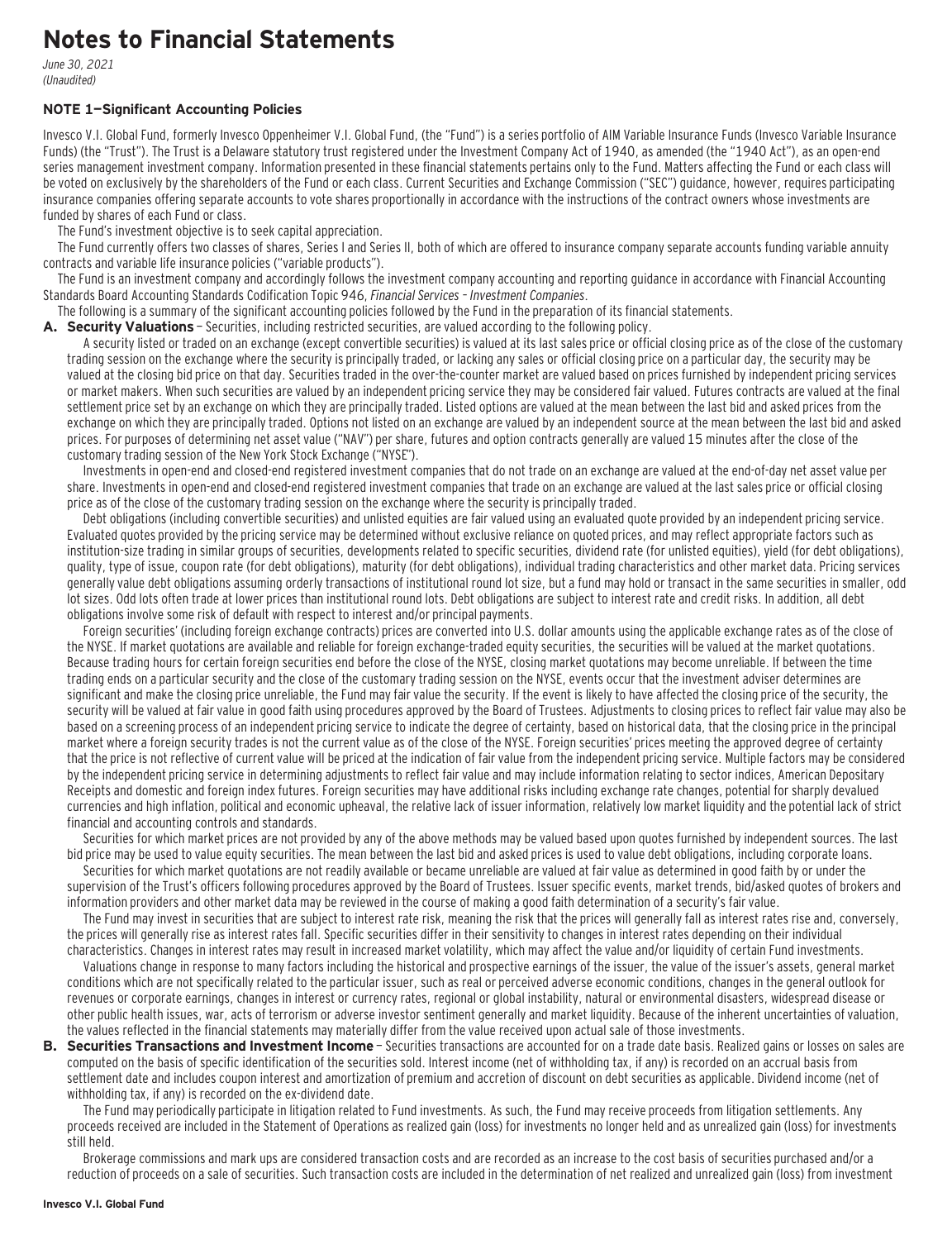# Notes to Financial Statements

*June 30, 2021*
*(Unaudited)*

### NOTE 1—Significant Accounting Policies

Invesco V.I. Global Fund, formerly Invesco Oppenheimer V.I. Global Fund, (the "Fund") is a series portfolio of AIM Variable Insurance Funds (Invesco Variable Insurance Funds) (the "Trust"). The Trust is a Delaware statutory trust registered under the Investment Company Act of 1940, as amended (the "1940 Act"), as an open-end series management investment company. Information presented in these financial statements pertains only to the Fund. Matters affecting the Fund or each class will be voted on exclusively by the shareholders of the Fund or each class. Current Securities and Exchange Commission ("SEC") guidance, however, requires participating insurance companies offering separate accounts to vote shares proportionally in accordance with the instructions of the contract owners whose investments are funded by shares of each Fund or class.

The Fund's investment objective is to seek capital appreciation.

The Fund currently offers two classes of shares, Series I and Series II, both of which are offered to insurance company separate accounts funding variable annuity contracts and variable life insurance policies ("variable products").

The Fund is an investment company and accordingly follows the investment company accounting and reporting guidance in accordance with Financial Accounting Standards Board Accounting Standards Codification Topic 946, *Financial Services – Investment Companies*.

The following is a summary of the significant accounting policies followed by the Fund in the preparation of its financial statements.

**A. Security Valuations** – Securities, including restricted securities, are valued according to the following policy.

A security listed or traded on an exchange (except convertible securities) is valued at its last sales price or official closing price as of the close of the customary trading session on the exchange where the security is principally traded, or lacking any sales or official closing price on a particular day, the security may be valued at the closing bid price on that day. Securities traded in the over-the-counter market are valued based on prices furnished by independent pricing services or market makers. When such securities are valued by an independent pricing service they may be considered fair valued. Futures contracts are valued at the final settlement price set by an exchange on which they are principally traded. Listed options are valued at the mean between the last bid and asked prices from the exchange on which they are principally traded. Options not listed on an exchange are valued by an independent source at the mean between the last bid and asked prices. For purposes of determining net asset value ("NAV") per share, futures and option contracts generally are valued 15 minutes after the close of the customary trading session of the New York Stock Exchange ("NYSE").

Investments in open-end and closed-end registered investment companies that do not trade on an exchange are valued at the end-of-day net asset value per share. Investments in open-end and closed-end registered investment companies that trade on an exchange are valued at the last sales price or official closing price as of the close of the customary trading session on the exchange where the security is principally traded.

Debt obligations (including convertible securities) and unlisted equities are fair valued using an evaluated quote provided by an independent pricing service. Evaluated quotes provided by the pricing service may be determined without exclusive reliance on quoted prices, and may reflect appropriate factors such as institution-size trading in similar groups of securities, developments related to specific securities, dividend rate (for unlisted equities), yield (for debt obligations), quality, type of issue, coupon rate (for debt obligations), maturity (for debt obligations), individual trading characteristics and other market data. Pricing services generally value debt obligations assuming orderly transactions of institutional round lot size, but a fund may hold or transact in the same securities in smaller, odd lot sizes. Odd lots often trade at lower prices than institutional round lots. Debt obligations are subject to interest rate and credit risks. In addition, all debt obligations involve some risk of default with respect to interest and/or principal payments.

Foreign securities' (including foreign exchange contracts) prices are converted into U.S. dollar amounts using the applicable exchange rates as of the close of the NYSE. If market quotations are available and reliable for foreign exchange-traded equity securities, the securities will be valued at the market quotations. Because trading hours for certain foreign securities end before the close of the NYSE, closing market quotations may become unreliable. If between the time trading ends on a particular security and the close of the customary trading session on the NYSE, events occur that the investment adviser determines are significant and make the closing price unreliable, the Fund may fair value the security. If the event is likely to have affected the closing price of the security, the security will be valued at fair value in good faith using procedures approved by the Board of Trustees. Adjustments to closing prices to reflect fair value may also be based on a screening process of an independent pricing service to indicate the degree of certainty, based on historical data, that the closing price in the principal market where a foreign security trades is not the current value as of the close of the NYSE. Foreign securities' prices meeting the approved degree of certainty that the price is not reflective of current value will be priced at the indication of fair value from the independent pricing service. Multiple factors may be considered by the independent pricing service in determining adjustments to reflect fair value and may include information relating to sector indices, American Depositary Receipts and domestic and foreign index futures. Foreign securities may have additional risks including exchange rate changes, potential for sharply devalued currencies and high inflation, political and economic upheaval, the relative lack of issuer information, relatively low market liquidity and the potential lack of strict financial and accounting controls and standards.

Securities for which market prices are not provided by any of the above methods may be valued based upon quotes furnished by independent sources. The last bid price may be used to value equity securities. The mean between the last bid and asked prices is used to value debt obligations, including corporate loans.

Securities for which market quotations are not readily available or became unreliable are valued at fair value as determined in good faith by or under the supervision of the Trust's officers following procedures approved by the Board of Trustees. Issuer specific events, market trends, bid/asked quotes of brokers and information providers and other market data may be reviewed in the course of making a good faith determination of a security's fair value.

The Fund may invest in securities that are subject to interest rate risk, meaning the risk that the prices will generally fall as interest rates rise and, conversely, the prices will generally rise as interest rates fall. Specific securities differ in their sensitivity to changes in interest rates depending on their individual characteristics. Changes in interest rates may result in increased market volatility, which may affect the value and/or liquidity of certain Fund investments.

Valuations change in response to many factors including the historical and prospective earnings of the issuer, the value of the issuer's assets, general market conditions which are not specifically related to the particular issuer, such as real or perceived adverse economic conditions, changes in the general outlook for revenues or corporate earnings, changes in interest or currency rates, regional or global instability, natural or environmental disasters, widespread disease or other public health issues, war, acts of terrorism or adverse investor sentiment generally and market liquidity. Because of the inherent uncertainties of valuation, the values reflected in the financial statements may materially differ from the value received upon actual sale of those investments.

**B. Securities Transactions and Investment Income** – Securities transactions are accounted for on a trade date basis. Realized gains or losses on sales are computed on the basis of specific identification of the securities sold. Interest income (net of withholding tax, if any) is recorded on an accrual basis from settlement date and includes coupon interest and amortization of premium and accretion of discount on debt securities as applicable. Dividend income (net of withholding tax, if any) is recorded on the ex-dividend date.

The Fund may periodically participate in litigation related to Fund investments. As such, the Fund may receive proceeds from litigation settlements. Any proceeds received are included in the Statement of Operations as realized gain (loss) for investments no longer held and as unrealized gain (loss) for investments still held.

Brokerage commissions and mark ups are considered transaction costs and are recorded as an increase to the cost basis of securities purchased and/or a reduction of proceeds on a sale of securities. Such transaction costs are included in the determination of net realized and unrealized gain (loss) from investment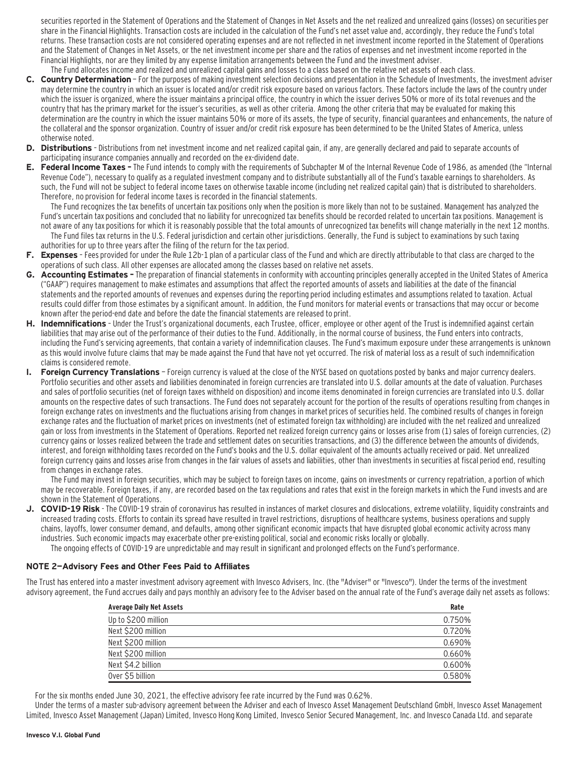securities reported in the Statement of Operations and the Statement of Changes in Net Assets and the net realized and unrealized gains (losses) on securities per share in the Financial Highlights. Transaction costs are included in the calculation of the Fund's net asset value and, accordingly, they reduce the Fund's total returns. These transaction costs are not considered operating expenses and are not reflected in net investment income reported in the Statement of Operations and the Statement of Changes in Net Assets, or the net investment income per share and the ratios of expenses and net investment income reported in the Financial Highlights, nor are they limited by any expense limitation arrangements between the Fund and the investment adviser.

The Fund allocates income and realized and unrealized capital gains and losses to a class based on the relative net assets of each class.

**C. Country Determination** – For the purposes of making investment selection decisions and presentation in the Schedule of Investments, the investment adviser may determine the country in which an issuer is located and/or credit risk exposure based on various factors. These factors include the laws of the country under which the issuer is organized, where the issuer maintains a principal office, the country in which the issuer derives 50% or more of its total revenues and the country that has the primary market for the issuer's securities, as well as other criteria. Among the other criteria that may be evaluated for making this determination are the country in which the issuer maintains 50% or more of its assets, the type of security, financial guarantees and enhancements, the nature of the collateral and the sponsor organization. Country of issuer and/or credit risk exposure has been determined to be the United States of America, unless otherwise noted.

**D. Distributions** – Distributions from net investment income and net realized capital gain, if any, are generally declared and paid to separate accounts of participating insurance companies annually and recorded on the ex-dividend date.

**E. Federal Income Taxes –** The Fund intends to comply with the requirements of Subchapter M of the Internal Revenue Code of 1986, as amended (the "Internal Revenue Code"), necessary to qualify as a regulated investment company and to distribute substantially all of the Fund's taxable earnings to shareholders. As such, the Fund will not be subject to federal income taxes on otherwise taxable income (including net realized capital gain) that is distributed to shareholders. Therefore, no provision for federal income taxes is recorded in the financial statements.

The Fund recognizes the tax benefits of uncertain tax positions only when the position is more likely than not to be sustained. Management has analyzed the Fund's uncertain tax positions and concluded that no liability for unrecognized tax benefits should be recorded related to uncertain tax positions. Management is not aware of any tax positions for which it is reasonably possible that the total amounts of unrecognized tax benefits will change materially in the next 12 months.

The Fund files tax returns in the U.S. Federal jurisdiction and certain other jurisdictions. Generally, the Fund is subject to examinations by such taxing authorities for up to three years after the filing of the return for the tax period.

**F. Expenses** – Fees provided for under the Rule 12b-1 plan of a particular class of the Fund and which are directly attributable to that class are charged to the operations of such class. All other expenses are allocated among the classes based on relative net assets.

**G. Accounting Estimates –** The preparation of financial statements in conformity with accounting principles generally accepted in the United States of America ("GAAP") requires management to make estimates and assumptions that affect the reported amounts of assets and liabilities at the date of the financial statements and the reported amounts of revenues and expenses during the reporting period including estimates and assumptions related to taxation. Actual results could differ from those estimates by a significant amount. In addition, the Fund monitors for material events or transactions that may occur or become known after the period-end date and before the date the financial statements are released to print.

**H. Indemnifications** – Under the Trust's organizational documents, each Trustee, officer, employee or other agent of the Trust is indemnified against certain liabilities that may arise out of the performance of their duties to the Fund. Additionally, in the normal course of business, the Fund enters into contracts, including the Fund's servicing agreements, that contain a variety of indemnification clauses. The Fund's maximum exposure under these arrangements is unknown as this would involve future claims that may be made against the Fund that have not yet occurred. The risk of material loss as a result of such indemnification claims is considered remote.

**I. Foreign Currency Translations** – Foreign currency is valued at the close of the NYSE based on quotations posted by banks and major currency dealers. Portfolio securities and other assets and liabilities denominated in foreign currencies are translated into U.S. dollar amounts at the date of valuation. Purchases and sales of portfolio securities (net of foreign taxes withheld on disposition) and income items denominated in foreign currencies are translated into U.S. dollar amounts on the respective dates of such transactions. The Fund does not separately account for the portion of the results of operations resulting from changes in foreign exchange rates on investments and the fluctuations arising from changes in market prices of securities held. The combined results of changes in foreign exchange rates and the fluctuation of market prices on investments (net of estimated foreign tax withholding) are included with the net realized and unrealized gain or loss from investments in the Statement of Operations. Reported net realized foreign currency gains or losses arise from (1) sales of foreign currencies, (2) currency gains or losses realized between the trade and settlement dates on securities transactions, and (3) the difference between the amounts of dividends, interest, and foreign withholding taxes recorded on the Fund's books and the U.S. dollar equivalent of the amounts actually received or paid. Net unrealized foreign currency gains and losses arise from changes in the fair values of assets and liabilities, other than investments in securities at fiscal period end, resulting from changes in exchange rates.

The Fund may invest in foreign securities, which may be subject to foreign taxes on income, gains on investments or currency repatriation, a portion of which may be recoverable. Foreign taxes, if any, are recorded based on the tax regulations and rates that exist in the foreign markets in which the Fund invests and are shown in the Statement of Operations.

**J. COVID-19 Risk** – The COVID-19 strain of coronavirus has resulted in instances of market closures and dislocations, extreme volatility, liquidity constraints and increased trading costs. Efforts to contain its spread have resulted in travel restrictions, disruptions of healthcare systems, business operations and supply chains, layoffs, lower consumer demand, and defaults, among other significant economic impacts that have disrupted global economic activity across many industries. Such economic impacts may exacerbate other pre-existing political, social and economic risks locally or globally.

The ongoing effects of COVID-19 are unpredictable and may result in significant and prolonged effects on the Fund's performance.

## NOTE 2—Advisory Fees and Other Fees Paid to Affiliates

The Trust has entered into a master investment advisory agreement with Invesco Advisers, Inc. (the "Adviser" or "Invesco"). Under the terms of the investment advisory agreement, the Fund accrues daily and pays monthly an advisory fee to the Adviser based on the annual rate of the Fund's average daily net assets as follows:

| Average Daily Net Assets | Rate |
|---|---|
| Up to $200 million | 0.750% |
| Next $200 million | 0.720% |
| Next $200 million | 0.690% |
| Next $200 million | 0.660% |
| Next $4.2 billion | 0.600% |
| Over $5 billion | 0.580% |

For the six months ended June 30, 2021, the effective advisory fee rate incurred by the Fund was 0.62%.

Under the terms of a master sub-advisory agreement between the Adviser and each of Invesco Asset Management Deutschland GmbH, Invesco Asset Management Limited, Invesco Asset Management (Japan) Limited, Invesco Hong Kong Limited, Invesco Senior Secured Management, Inc. and Invesco Canada Ltd. and separate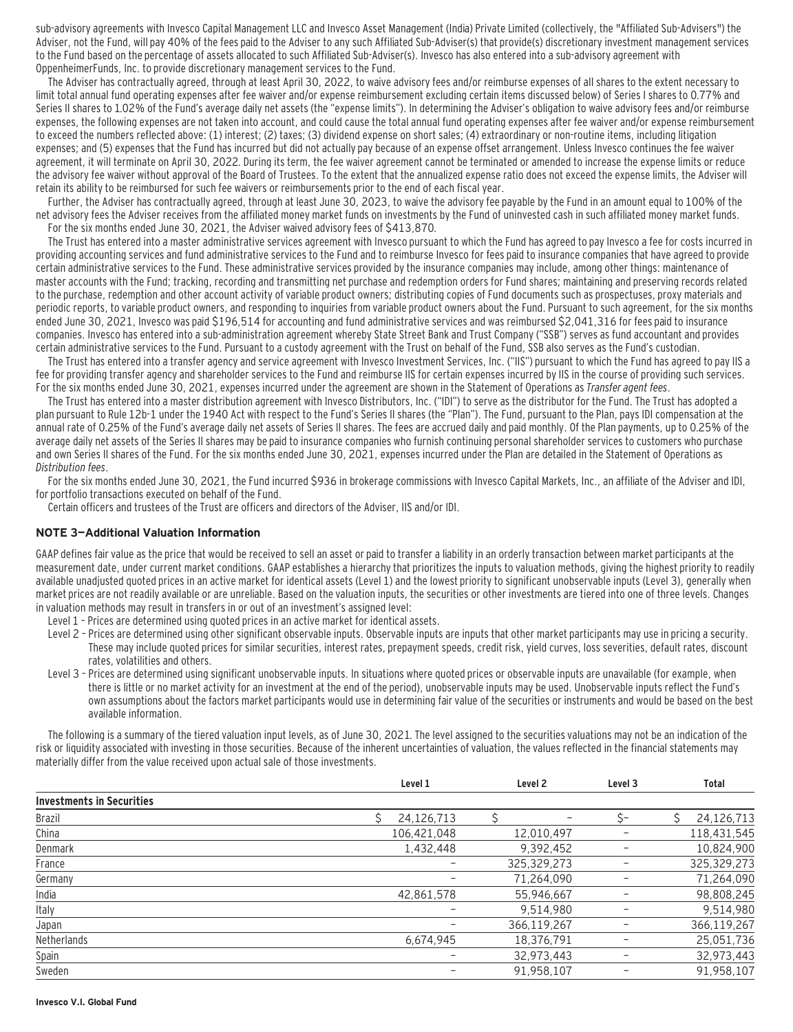sub-advisory agreements with Invesco Capital Management LLC and Invesco Asset Management (India) Private Limited (collectively, the "Affiliated Sub-Advisers") the Adviser, not the Fund, will pay 40% of the fees paid to the Adviser to any such Affiliated Sub-Adviser(s) that provide(s) discretionary investment management services to the Fund based on the percentage of assets allocated to such Affiliated Sub-Adviser(s). Invesco has also entered into a sub-advisory agreement with OppenheimerFunds, Inc. to provide discretionary management services to the Fund.

The Adviser has contractually agreed, through at least April 30, 2022, to waive advisory fees and/or reimburse expenses of all shares to the extent necessary to limit total annual fund operating expenses after fee waiver and/or expense reimbursement excluding certain items discussed below) of Series I shares to 0.77% and Series II shares to 1.02% of the Fund's average daily net assets (the "expense limits"). In determining the Adviser's obligation to waive advisory fees and/or reimburse expenses, the following expenses are not taken into account, and could cause the total annual fund operating expenses after fee waiver and/or expense reimbursement to exceed the numbers reflected above: (1) interest; (2) taxes; (3) dividend expense on short sales; (4) extraordinary or non-routine items, including litigation expenses; and (5) expenses that the Fund has incurred but did not actually pay because of an expense offset arrangement. Unless Invesco continues the fee waiver agreement, it will terminate on April 30, 2022. During its term, the fee waiver agreement cannot be terminated or amended to increase the expense limits or reduce the advisory fee waiver without approval of the Board of Trustees. To the extent that the annualized expense ratio does not exceed the expense limits, the Adviser will retain its ability to be reimbursed for such fee waivers or reimbursements prior to the end of each fiscal year.

Further, the Adviser has contractually agreed, through at least June 30, 2023, to waive the advisory fee payable by the Fund in an amount equal to 100% of the net advisory fees the Adviser receives from the affiliated money market funds on investments by the Fund of uninvested cash in such affiliated money market funds.

For the six months ended June 30, 2021, the Adviser waived advisory fees of $413,870.

The Trust has entered into a master administrative services agreement with Invesco pursuant to which the Fund has agreed to pay Invesco a fee for costs incurred in providing accounting services and fund administrative services to the Fund and to reimburse Invesco for fees paid to insurance companies that have agreed to provide certain administrative services to the Fund. These administrative services provided by the insurance companies may include, among other things: maintenance of master accounts with the Fund; tracking, recording and transmitting net purchase and redemption orders for Fund shares; maintaining and preserving records related to the purchase, redemption and other account activity of variable product owners; distributing copies of Fund documents such as prospectuses, proxy materials and periodic reports, to variable product owners, and responding to inquiries from variable product owners about the Fund. Pursuant to such agreement, for the six months ended June 30, 2021, Invesco was paid $196,514 for accounting and fund administrative services and was reimbursed $2,041,316 for fees paid to insurance companies. Invesco has entered into a sub-administration agreement whereby State Street Bank and Trust Company ("SSB") serves as fund accountant and provides certain administrative services to the Fund. Pursuant to a custody agreement with the Trust on behalf of the Fund, SSB also serves as the Fund's custodian.

The Trust has entered into a transfer agency and service agreement with Invesco Investment Services, Inc. ("IIS") pursuant to which the Fund has agreed to pay IIS a fee for providing transfer agency and shareholder services to the Fund and reimburse IIS for certain expenses incurred by IIS in the course of providing such services. For the six months ended June 30, 2021, expenses incurred under the agreement are shown in the Statement of Operations as *Transfer agent fees*.

The Trust has entered into a master distribution agreement with Invesco Distributors, Inc. ("IDI") to serve as the distributor for the Fund. The Trust has adopted a plan pursuant to Rule 12b-1 under the 1940 Act with respect to the Fund's Series II shares (the "Plan"). The Fund, pursuant to the Plan, pays IDI compensation at the annual rate of 0.25% of the Fund's average daily net assets of Series II shares. The fees are accrued daily and paid monthly. Of the Plan payments, up to 0.25% of the average daily net assets of the Series II shares may be paid to insurance companies who furnish continuing personal shareholder services to customers who purchase and own Series II shares of the Fund. For the six months ended June 30, 2021, expenses incurred under the Plan are detailed in the Statement of Operations as *Distribution fees*.

For the six months ended June 30, 2021, the Fund incurred $936 in brokerage commissions with Invesco Capital Markets, Inc., an affiliate of the Adviser and IDI, for portfolio transactions executed on behalf of the Fund.

Certain officers and trustees of the Trust are officers and directors of the Adviser, IIS and/or IDI.

### NOTE 3—Additional Valuation Information

GAAP defines fair value as the price that would be received to sell an asset or paid to transfer a liability in an orderly transaction between market participants at the measurement date, under current market conditions. GAAP establishes a hierarchy that prioritizes the inputs to valuation methods, giving the highest priority to readily available unadjusted quoted prices in an active market for identical assets (Level 1) and the lowest priority to significant unobservable inputs (Level 3), generally when market prices are not readily available or are unreliable. Based on the valuation inputs, the securities or other investments are tiered into one of three levels. Changes in valuation methods may result in transfers in or out of an investment's assigned level:

Level 1 – Prices are determined using quoted prices in an active market for identical assets.

Level 2 – Prices are determined using other significant observable inputs. Observable inputs are inputs that other market participants may use in pricing a security. These may include quoted prices for similar securities, interest rates, prepayment speeds, credit risk, yield curves, loss severities, default rates, discount rates, volatilities and others.

Level 3 – Prices are determined using significant unobservable inputs. In situations where quoted prices or observable inputs are unavailable (for example, when there is little or no market activity for an investment at the end of the period), unobservable inputs may be used. Unobservable inputs reflect the Fund's own assumptions about the factors market participants would use in determining fair value of the securities or instruments and would be based on the best available information.

The following is a summary of the tiered valuation input levels, as of June 30, 2021. The level assigned to the securities valuations may not be an indication of the risk or liquidity associated with investing in those securities. Because of the inherent uncertainties of valuation, the values reflected in the financial statements may materially differ from the value received upon actual sale of those investments.

| | Level 1 | Level 2 | Level 3 | Total |
|---|---|---|---|---|
| **Investments in Securities** | | | | |
| Brazil | $ 24,126,713 | $ – | $– | $ 24,126,713 |
| China | 106,421,048 | 12,010,497 | – | 118,431,545 |
| Denmark | 1,432,448 | 9,392,452 | – | 10,824,900 |
| France | – | 325,329,273 | – | 325,329,273 |
| Germany | – | 71,264,090 | – | 71,264,090 |
| India | 42,861,578 | 55,946,667 | – | 98,808,245 |
| Italy | – | 9,514,980 | – | 9,514,980 |
| Japan | – | 366,119,267 | – | 366,119,267 |
| Netherlands | 6,674,945 | 18,376,791 | – | 25,051,736 |
| Spain | – | 32,973,443 | – | 32,973,443 |
| Sweden | – | 91,958,107 | – | 91,958,107 |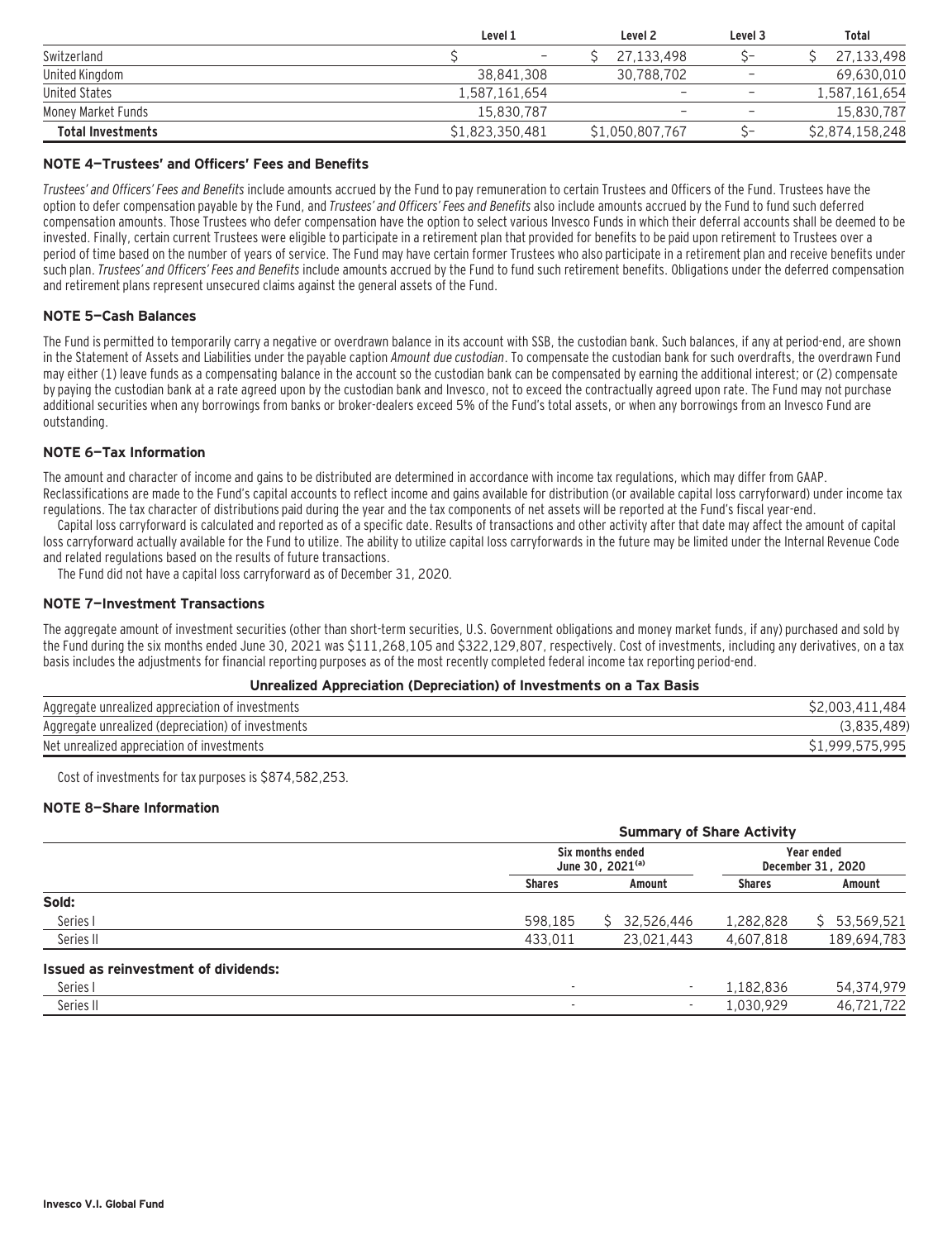| | Level 1 | Level 2 | Level 3 | Total |
|---|---|---|---|---|
| Switzerland | $ – | $ 27,133,498 | $– | $ 27,133,498 |
| United Kingdom | 38,841,308 | 30,788,702 | – | 69,630,010 |
| United States | 1,587,161,654 | – | – | 1,587,161,654 |
| Money Market Funds | 15,830,787 | – | – | 15,830,787 |
| **Total Investments** | $1,823,350,481 | $1,050,807,767 | $– | $2,874,158,248 |

### NOTE 4—Trustees' and Officers' Fees and Benefits

*Trustees' and Officers' Fees and Benefits* include amounts accrued by the Fund to pay remuneration to certain Trustees and Officers of the Fund. Trustees have the option to defer compensation payable by the Fund, and *Trustees' and Officers' Fees and Benefits* also include amounts accrued by the Fund to fund such deferred compensation amounts. Those Trustees who defer compensation have the option to select various Invesco Funds in which their deferral accounts shall be deemed to be invested. Finally, certain current Trustees were eligible to participate in a retirement plan that provided for benefits to be paid upon retirement to Trustees over a period of time based on the number of years of service. The Fund may have certain former Trustees who also participate in a retirement plan and receive benefits under such plan. *Trustees' and Officers' Fees and Benefits* include amounts accrued by the Fund to fund such retirement benefits. Obligations under the deferred compensation and retirement plans represent unsecured claims against the general assets of the Fund.

### NOTE 5—Cash Balances

The Fund is permitted to temporarily carry a negative or overdrawn balance in its account with SSB, the custodian bank. Such balances, if any at period-end, are shown in the Statement of Assets and Liabilities under the payable caption *Amount due custodian*. To compensate the custodian bank for such overdrafts, the overdrawn Fund may either (1) leave funds as a compensating balance in the account so the custodian bank can be compensated by earning the additional interest; or (2) compensate by paying the custodian bank at a rate agreed upon by the custodian bank and Invesco, not to exceed the contractually agreed upon rate. The Fund may not purchase additional securities when any borrowings from banks or broker-dealers exceed 5% of the Fund's total assets, or when any borrowings from an Invesco Fund are outstanding.

### NOTE 6—Tax Information

The amount and character of income and gains to be distributed are determined in accordance with income tax regulations, which may differ from GAAP. Reclassifications are made to the Fund's capital accounts to reflect income and gains available for distribution (or available capital loss carryforward) under income tax regulations. The tax character of distributions paid during the year and the tax components of net assets will be reported at the Fund's fiscal year-end.

Capital loss carryforward is calculated and reported as of a specific date. Results of transactions and other activity after that date may affect the amount of capital loss carryforward actually available for the Fund to utilize. The ability to utilize capital loss carryforwards in the future may be limited under the Internal Revenue Code and related regulations based on the results of future transactions.

The Fund did not have a capital loss carryforward as of December 31, 2020.

### NOTE 7—Investment Transactions

The aggregate amount of investment securities (other than short-term securities, U.S. Government obligations and money market funds, if any) purchased and sold by the Fund during the six months ended June 30, 2021 was $111,268,105 and $322,129,807, respectively. Cost of investments, including any derivatives, on a tax basis includes the adjustments for financial reporting purposes as of the most recently completed federal income tax reporting period-end.

**Unrealized Appreciation (Depreciation) of Investments on a Tax Basis**

| | |
|---|---|
| Aggregate unrealized appreciation of investments | $2,003,411,484 |
| Aggregate unrealized (depreciation) of investments | (3,835,489) |
| Net unrealized appreciation of investments | $1,999,575,995 |

Cost of investments for tax purposes is $874,582,253.

### NOTE 8—Share Information

| | Summary of Share Activity | | | |
|---|---|---|---|---|
| | Six months ended June 30, 2021[(a)] | | Year ended December 31, 2020 | |
| | Shares | Amount | Shares | Amount |
| **Sold:** | | | | |
| Series I | 598,185 | $ 32,526,446 | 1,282,828 | $ 53,569,521 |
| Series II | 433,011 | 23,021,443 | 4,607,818 | 189,694,783 |
| **Issued as reinvestment of dividends:** | | | | |
| Series I | - | - | 1,182,836 | 54,374,979 |
| Series II | - | - | 1,030,929 | 46,721,722 |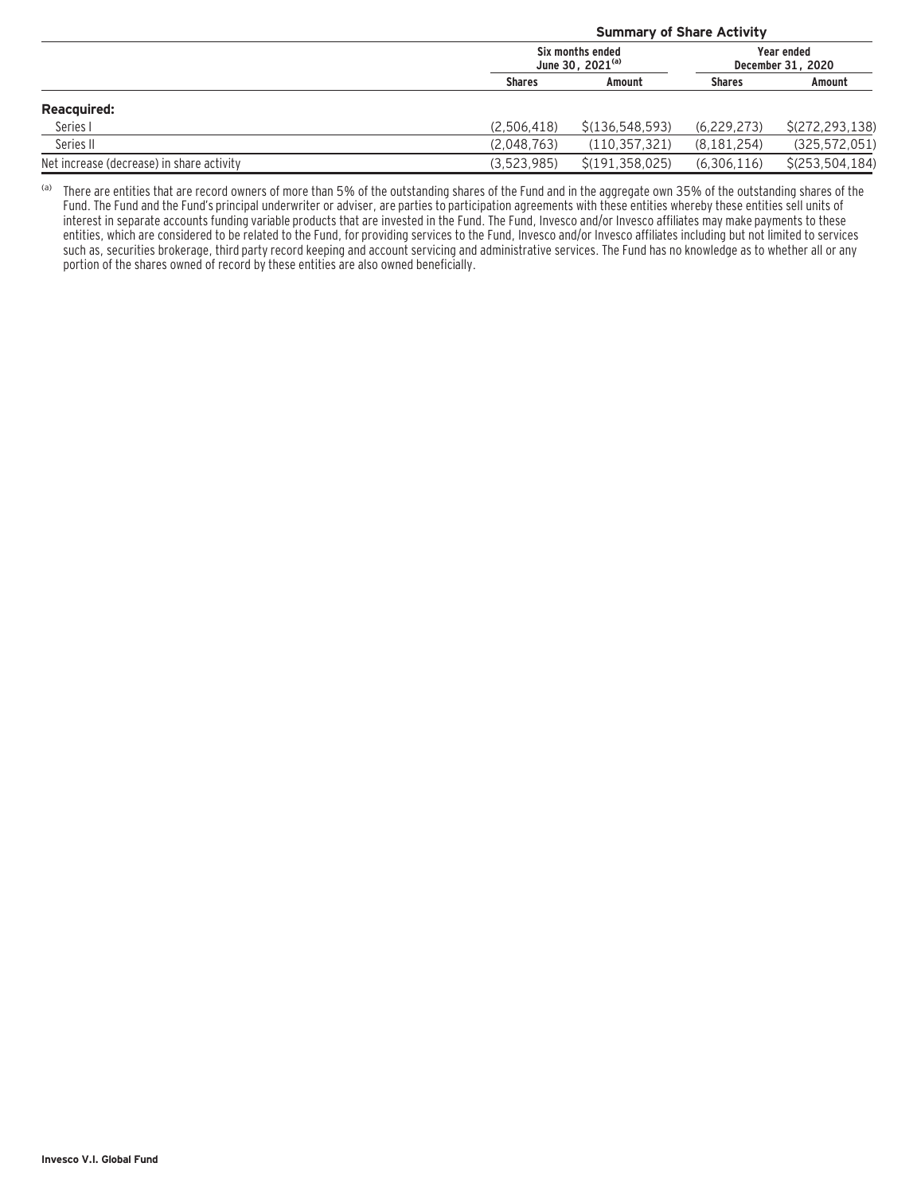| | Summary of Share Activity | | | |
|---|---|---|---|---|
| | Six months ended June 30, 2021[(a)] | | Year ended December 31, 2020 | |
| | Shares | Amount | Shares | Amount |
| **Reacquired:** | | | | |
| Series I | (2,506,418) | $(136,548,593) | (6,229,273) | $(272,293,138) |
| Series II | (2,048,763) | (110,357,321) | (8,181,254) | (325,572,051) |
| Net increase (decrease) in share activity | (3,523,985) | $(191,358,025) | (6,306,116) | $(253,504,184) |

(a) There are entities that are record owners of more than 5% of the outstanding shares of the Fund and in the aggregate own 35% of the outstanding shares of the Fund. The Fund and the Fund's principal underwriter or adviser, are parties to participation agreements with these entities whereby these entities sell units of interest in separate accounts funding variable products that are invested in the Fund. The Fund, Invesco and/or Invesco affiliates may make payments to these entities, which are considered to be related to the Fund, for providing services to the Fund, Invesco and/or Invesco affiliates including but not limited to services such as, securities brokerage, third party record keeping and account servicing and administrative services. The Fund has no knowledge as to whether all or any portion of the shares owned of record by these entities are also owned beneficially.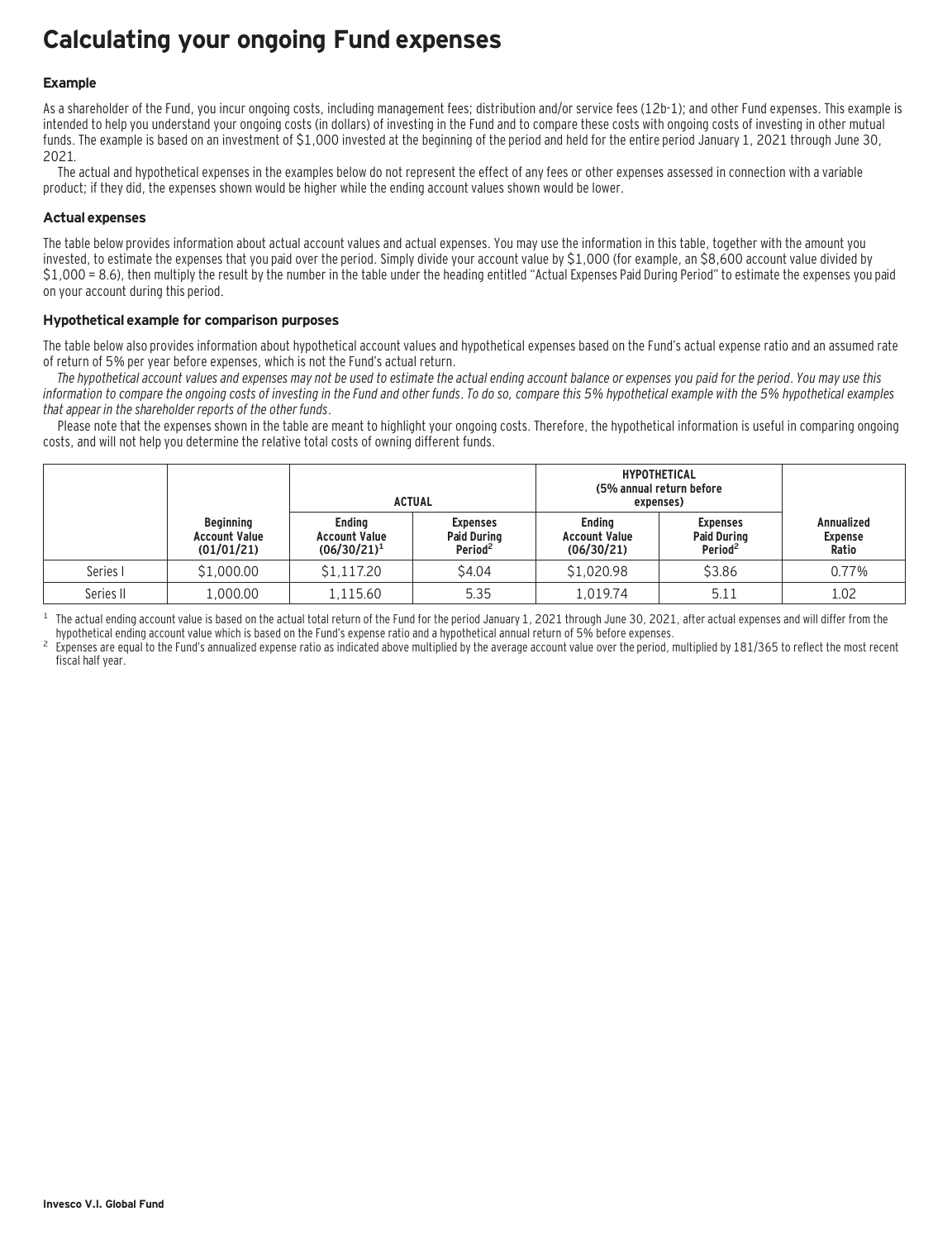# Calculating your ongoing Fund expenses

### Example

As a shareholder of the Fund, you incur ongoing costs, including management fees; distribution and/or service fees (12b-1); and other Fund expenses. This example is intended to help you understand your ongoing costs (in dollars) of investing in the Fund and to compare these costs with ongoing costs of investing in other mutual funds. The example is based on an investment of $1,000 invested at the beginning of the period and held for the entire period January 1, 2021 through June 30, 2021.

The actual and hypothetical expenses in the examples below do not represent the effect of any fees or other expenses assessed in connection with a variable product; if they did, the expenses shown would be higher while the ending account values shown would be lower.

### Actual expenses

The table below provides information about actual account values and actual expenses. You may use the information in this table, together with the amount you invested, to estimate the expenses that you paid over the period. Simply divide your account value by $1,000 (for example, an $8,600 account value divided by $1,000 = 8.6), then multiply the result by the number in the table under the heading entitled "Actual Expenses Paid During Period" to estimate the expenses you paid on your account during this period.

### Hypothetical example for comparison purposes

The table below also provides information about hypothetical account values and hypothetical expenses based on the Fund's actual expense ratio and an assumed rate of return of 5% per year before expenses, which is not the Fund's actual return.

*The hypothetical account values and expenses may not be used to estimate the actual ending account balance or expenses you paid for the period. You may use this information to compare the ongoing costs of investing in the Fund and other funds. To do so, compare this 5% hypothetical example with the 5% hypothetical examples that appear in the shareholder reports of the other funds.*

Please note that the expenses shown in the table are meant to highlight your ongoing costs. Therefore, the hypothetical information is useful in comparing ongoing costs, and will not help you determine the relative total costs of owning different funds.

| | | ACTUAL | | HYPOTHETICAL (5% annual return before expenses) | | |
|---|---|---|---|---|---|---|
| | Beginning Account Value (01/01/21) | Ending Account Value (06/30/21)[1] | Expenses Paid During Period[2] | Ending Account Value (06/30/21) | Expenses Paid During Period[2] | Annualized Expense Ratio |
| Series I | $1,000.00 | $1,117.20 | $4.04 | $1,020.98 | $3.86 | 0.77% |
| Series II | 1,000.00 | 1,115.60 | 5.35 | 1,019.74 | 5.11 | 1.02 |

[1] The actual ending account value is based on the actual total return of the Fund for the period January 1, 2021 through June 30, 2021, after actual expenses and will differ from the hypothetical ending account value which is based on the Fund's expense ratio and a hypothetical annual return of 5% before expenses.

[2] Expenses are equal to the Fund's annualized expense ratio as indicated above multiplied by the average account value over the period, multiplied by 181/365 to reflect the most recent fiscal half year.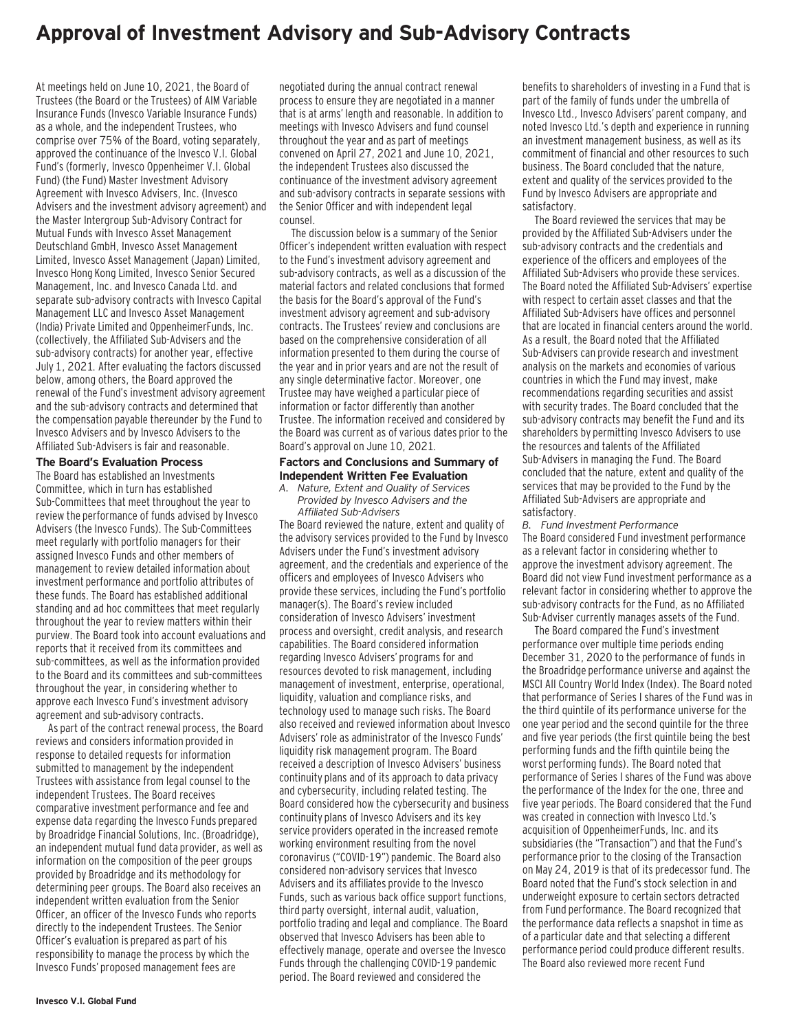# Approval of Investment Advisory and Sub-Advisory Contracts

At meetings held on June 10, 2021, the Board of Trustees (the Board or the Trustees) of AIM Variable Insurance Funds (Invesco Variable Insurance Funds) as a whole, and the independent Trustees, who comprise over 75% of the Board, voting separately, approved the continuance of the Invesco V.I. Global Fund's (formerly, Invesco Oppenheimer V.I. Global Fund) (the Fund) Master Investment Advisory Agreement with Invesco Advisers, Inc. (Invesco Advisers and the investment advisory agreement) and the Master Intergroup Sub-Advisory Contract for Mutual Funds with Invesco Asset Management Deutschland GmbH, Invesco Asset Management Limited, Invesco Asset Management (Japan) Limited, Invesco Hong Kong Limited, Invesco Senior Secured Management, Inc. and Invesco Canada Ltd. and separate sub-advisory contracts with Invesco Capital Management LLC and Invesco Asset Management (India) Private Limited and OppenheimerFunds, Inc. (collectively, the Affiliated Sub-Advisers and the sub-advisory contracts) for another year, effective July 1, 2021. After evaluating the factors discussed below, among others, the Board approved the renewal of the Fund's investment advisory agreement and the sub-advisory contracts and determined that the compensation payable thereunder by the Fund to Invesco Advisers and by Invesco Advisers to the Affiliated Sub-Advisers is fair and reasonable.

### The Board's Evaluation Process

The Board has established an Investments Committee, which in turn has established Sub-Committees that meet throughout the year to review the performance of funds advised by Invesco Advisers (the Invesco Funds). The Sub-Committees meet regularly with portfolio managers for their assigned Invesco Funds and other members of management to review detailed information about investment performance and portfolio attributes of these funds. The Board has established additional standing and ad hoc committees that meet regularly throughout the year to review matters within their purview. The Board took into account evaluations and reports that it received from its committees and sub-committees, as well as the information provided to the Board and its committees and sub-committees throughout the year, in considering whether to approve each Invesco Fund's investment advisory agreement and sub-advisory contracts.

As part of the contract renewal process, the Board reviews and considers information provided in response to detailed requests for information submitted to management by the independent Trustees with assistance from legal counsel to the independent Trustees. The Board receives comparative investment performance and fee and expense data regarding the Invesco Funds prepared by Broadridge Financial Solutions, Inc. (Broadridge), an independent mutual fund data provider, as well as information on the composition of the peer groups provided by Broadridge and its methodology for determining peer groups. The Board also receives an independent written evaluation from the Senior Officer, an officer of the Invesco Funds who reports directly to the independent Trustees. The Senior Officer's evaluation is prepared as part of his responsibility to manage the process by which the Invesco Funds' proposed management fees are negotiated during the annual contract renewal process to ensure they are negotiated in a manner that is at arms' length and reasonable. In addition to meetings with Invesco Advisers and fund counsel throughout the year and as part of meetings convened on April 27, 2021 and June 10, 2021, the independent Trustees also discussed the continuance of the investment advisory agreement and sub-advisory contracts in separate sessions with the Senior Officer and with independent legal counsel.

The discussion below is a summary of the Senior Officer's independent written evaluation with respect to the Fund's investment advisory agreement and sub-advisory contracts, as well as a discussion of the material factors and related conclusions that formed the basis for the Board's approval of the Fund's investment advisory agreement and sub-advisory contracts. The Trustees' review and conclusions are based on the comprehensive consideration of all information presented to them during the course of the year and in prior years and are not the result of any single determinative factor. Moreover, one Trustee may have weighed a particular piece of information or factor differently than another Trustee. The information received and considered by the Board was current as of various dates prior to the Board's approval on June 10, 2021.

### Factors and Conclusions and Summary of Independent Written Fee Evaluation

*A. Nature, Extent and Quality of Services Provided by Invesco Advisers and the Affiliated Sub-Advisers*

The Board reviewed the nature, extent and quality of the advisory services provided to the Fund by Invesco Advisers under the Fund's investment advisory agreement, and the credentials and experience of the officers and employees of Invesco Advisers who provide these services, including the Fund's portfolio manager(s). The Board's review included consideration of Invesco Advisers' investment process and oversight, credit analysis, and research capabilities. The Board considered information regarding Invesco Advisers' programs for and resources devoted to risk management, including management of investment, enterprise, operational, liquidity, valuation and compliance risks, and technology used to manage such risks. The Board also received and reviewed information about Invesco Advisers' role as administrator of the Invesco Funds' liquidity risk management program. The Board received a description of Invesco Advisers' business continuity plans and of its approach to data privacy and cybersecurity, including related testing. The Board considered how the cybersecurity and business continuity plans of Invesco Advisers and its key service providers operated in the increased remote working environment resulting from the novel coronavirus ("COVID-19") pandemic. The Board also considered non-advisory services that Invesco Advisers and its affiliates provide to the Invesco Funds, such as various back office support functions, third party oversight, internal audit, valuation, portfolio trading and legal and compliance. The Board observed that Invesco Advisers has been able to effectively manage, operate and oversee the Invesco Funds through the challenging COVID-19 pandemic period. The Board reviewed and considered the benefits to shareholders of investing in a Fund that is part of the family of funds under the umbrella of Invesco Ltd., Invesco Advisers' parent company, and noted Invesco Ltd.'s depth and experience in running an investment management business, as well as its commitment of financial and other resources to such business. The Board concluded that the nature, extent and quality of the services provided to the Fund by Invesco Advisers are appropriate and satisfactory.

The Board reviewed the services that may be provided by the Affiliated Sub-Advisers under the sub-advisory contracts and the credentials and experience of the officers and employees of the Affiliated Sub-Advisers who provide these services. The Board noted the Affiliated Sub-Advisers' expertise with respect to certain asset classes and that the Affiliated Sub-Advisers have offices and personnel that are located in financial centers around the world. As a result, the Board noted that the Affiliated Sub-Advisers can provide research and investment analysis on the markets and economies of various countries in which the Fund may invest, make recommendations regarding securities and assist with security trades. The Board concluded that the sub-advisory contracts may benefit the Fund and its shareholders by permitting Invesco Advisers to use the resources and talents of the Affiliated Sub-Advisers in managing the Fund. The Board concluded that the nature, extent and quality of the services that may be provided to the Fund by the Affiliated Sub-Advisers are appropriate and satisfactory.

*B. Fund Investment Performance*

The Board considered Fund investment performance as a relevant factor in considering whether to approve the investment advisory agreement. The Board did not view Fund investment performance as a relevant factor in considering whether to approve the sub-advisory contracts for the Fund, as no Affiliated Sub-Adviser currently manages assets of the Fund.

The Board compared the Fund's investment performance over multiple time periods ending December 31, 2020 to the performance of funds in the Broadridge performance universe and against the MSCI All Country World Index (Index). The Board noted that performance of Series I shares of the Fund was in the third quintile of its performance universe for the one year period and the second quintile for the three and five year periods (the first quintile being the best performing funds and the fifth quintile being the worst performing funds). The Board noted that performance of Series I shares of the Fund was above the performance of the Index for the one, three and five year periods. The Board considered that the Fund was created in connection with Invesco Ltd.'s acquisition of OppenheimerFunds, Inc. and its subsidiaries (the "Transaction") and that the Fund's performance prior to the closing of the Transaction on May 24, 2019 is that of its predecessor fund. The Board noted that the Fund's stock selection in and underweight exposure to certain sectors detracted from Fund performance. The Board recognized that the performance data reflects a snapshot in time as of a particular date and that selecting a different performance period could produce different results. The Board also reviewed more recent Fund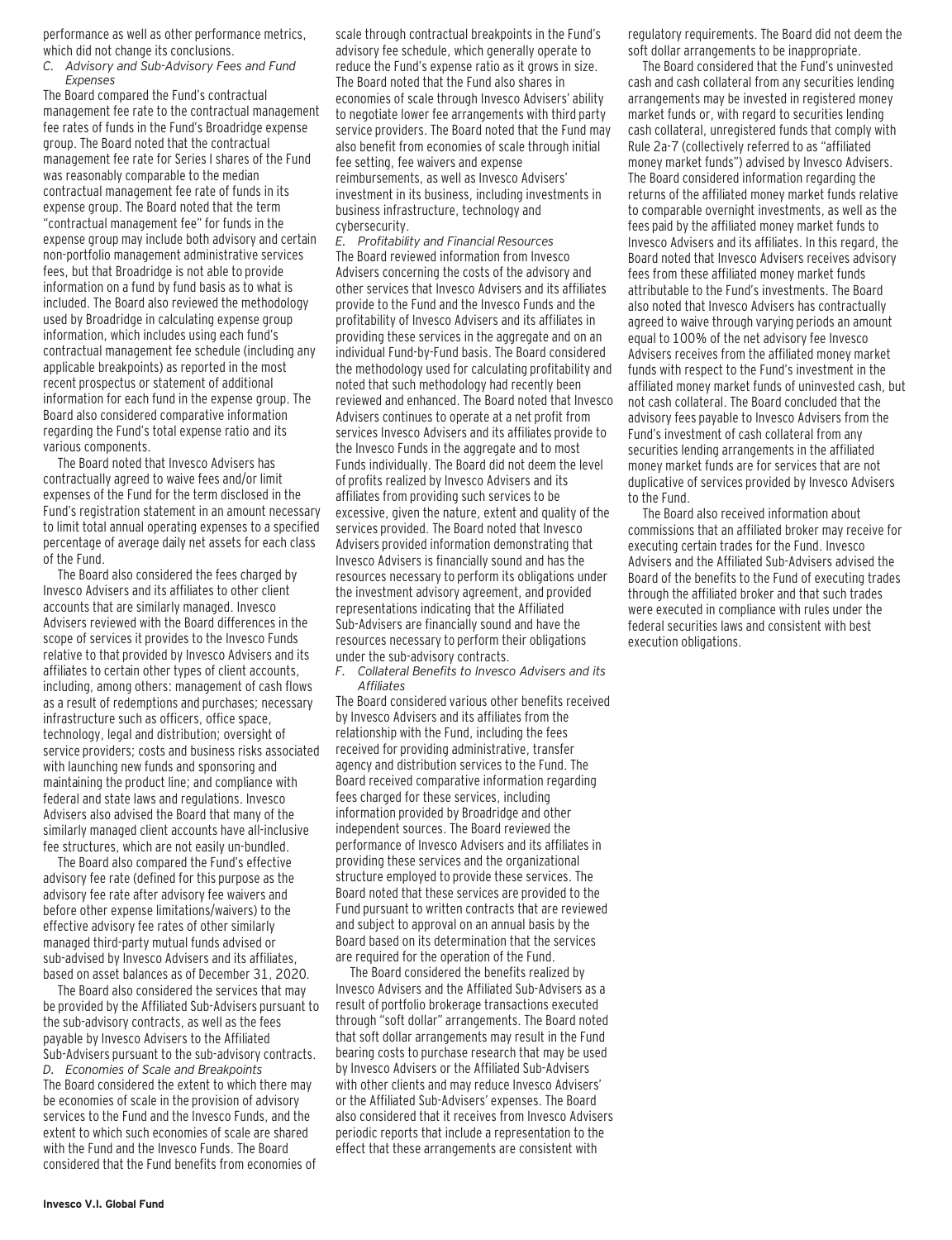performance as well as other performance metrics, which did not change its conclusions.

### C. *Advisory and Sub-Advisory Fees and Fund Expenses*

The Board compared the Fund's contractual management fee rate to the contractual management fee rates of funds in the Fund's Broadridge expense group. The Board noted that the contractual management fee rate for Series I shares of the Fund was reasonably comparable to the median contractual management fee rate of funds in its expense group. The Board noted that the term "contractual management fee" for funds in the expense group may include both advisory and certain non-portfolio management administrative services fees, but that Broadridge is not able to provide information on a fund by fund basis as to what is included. The Board also reviewed the methodology used by Broadridge in calculating expense group information, which includes using each fund's contractual management fee schedule (including any applicable breakpoints) as reported in the most recent prospectus or statement of additional information for each fund in the expense group. The Board also considered comparative information regarding the Fund's total expense ratio and its various components.

The Board noted that Invesco Advisers has contractually agreed to waive fees and/or limit expenses of the Fund for the term disclosed in the Fund's registration statement in an amount necessary to limit total annual operating expenses to a specified percentage of average daily net assets for each class of the Fund.

The Board also considered the fees charged by Invesco Advisers and its affiliates to other client accounts that are similarly managed. Invesco Advisers reviewed with the Board differences in the scope of services it provides to the Invesco Funds relative to that provided by Invesco Advisers and its affiliates to certain other types of client accounts, including, among others: management of cash flows as a result of redemptions and purchases; necessary infrastructure such as officers, office space, technology, legal and distribution; oversight of service providers; costs and business risks associated with launching new funds and sponsoring and maintaining the product line; and compliance with federal and state laws and regulations. Invesco Advisers also advised the Board that many of the similarly managed client accounts have all-inclusive fee structures, which are not easily un-bundled.

The Board also compared the Fund's effective advisory fee rate (defined for this purpose as the advisory fee rate after advisory fee waivers and before other expense limitations/waivers) to the effective advisory fee rates of other similarly managed third-party mutual funds advised or sub-advised by Invesco Advisers and its affiliates, based on asset balances as of December 31, 2020.

The Board also considered the services that may be provided by the Affiliated Sub-Advisers pursuant to the sub-advisory contracts, as well as the fees payable by Invesco Advisers to the Affiliated Sub-Advisers pursuant to the sub-advisory contracts.

### D. *Economies of Scale and Breakpoints*

The Board considered the extent to which there may be economies of scale in the provision of advisory services to the Fund and the Invesco Funds, and the extent to which such economies of scale are shared with the Fund and the Invesco Funds. The Board considered that the Fund benefits from economies of scale through contractual breakpoints in the Fund's advisory fee schedule, which generally operate to reduce the Fund's expense ratio as it grows in size. The Board noted that the Fund also shares in economies of scale through Invesco Advisers' ability to negotiate lower fee arrangements with third party service providers. The Board noted that the Fund may also benefit from economies of scale through initial fee setting, fee waivers and expense reimbursements, as well as Invesco Advisers' investment in its business, including investments in business infrastructure, technology and cybersecurity.

### E. *Profitability and Financial Resources*

The Board reviewed information from Invesco Advisers concerning the costs of the advisory and other services that Invesco Advisers and its affiliates provide to the Fund and the Invesco Funds and the profitability of Invesco Advisers and its affiliates in providing these services in the aggregate and on an individual Fund-by-Fund basis. The Board considered the methodology used for calculating profitability and noted that such methodology had recently been reviewed and enhanced. The Board noted that Invesco Advisers continues to operate at a net profit from services Invesco Advisers and its affiliates provide to the Invesco Funds in the aggregate and to most Funds individually. The Board did not deem the level of profits realized by Invesco Advisers and its affiliates from providing such services to be excessive, given the nature, extent and quality of the services provided. The Board noted that Invesco Advisers provided information demonstrating that Invesco Advisers is financially sound and has the resources necessary to perform its obligations under the investment advisory agreement, and provided representations indicating that the Affiliated Sub-Advisers are financially sound and have the resources necessary to perform their obligations under the sub-advisory contracts.

### F. *Collateral Benefits to Invesco Advisers and its Affiliates*

The Board considered various other benefits received by Invesco Advisers and its affiliates from the relationship with the Fund, including the fees received for providing administrative, transfer agency and distribution services to the Fund. The Board received comparative information regarding fees charged for these services, including information provided by Broadridge and other independent sources. The Board reviewed the performance of Invesco Advisers and its affiliates in providing these services and the organizational structure employed to provide these services. The Board noted that these services are provided to the Fund pursuant to written contracts that are reviewed and subject to approval on an annual basis by the Board based on its determination that the services are required for the operation of the Fund.

The Board considered the benefits realized by Invesco Advisers and the Affiliated Sub-Advisers as a result of portfolio brokerage transactions executed through "soft dollar" arrangements. The Board noted that soft dollar arrangements may result in the Fund bearing costs to purchase research that may be used by Invesco Advisers or the Affiliated Sub-Advisers with other clients and may reduce Invesco Advisers' or the Affiliated Sub-Advisers' expenses. The Board also considered that it receives from Invesco Advisers periodic reports that include a representation to the effect that these arrangements are consistent with regulatory requirements. The Board did not deem the soft dollar arrangements to be inappropriate.

The Board considered that the Fund's uninvested cash and cash collateral from any securities lending arrangements may be invested in registered money market funds or, with regard to securities lending cash collateral, unregistered funds that comply with Rule 2a-7 (collectively referred to as "affiliated money market funds") advised by Invesco Advisers. The Board considered information regarding the returns of the affiliated money market funds relative to comparable overnight investments, as well as the fees paid by the affiliated money market funds to Invesco Advisers and its affiliates. In this regard, the Board noted that Invesco Advisers receives advisory fees from these affiliated money market funds attributable to the Fund's investments. The Board also noted that Invesco Advisers has contractually agreed to waive through varying periods an amount equal to 100% of the net advisory fee Invesco Advisers receives from the affiliated money market funds with respect to the Fund's investment in the affiliated money market funds of uninvested cash, but not cash collateral. The Board concluded that the advisory fees payable to Invesco Advisers from the Fund's investment of cash collateral from any securities lending arrangements in the affiliated money market funds are for services that are not duplicative of services provided by Invesco Advisers to the Fund.

The Board also received information about commissions that an affiliated broker may receive for executing certain trades for the Fund. Invesco Advisers and the Affiliated Sub-Advisers advised the Board of the benefits to the Fund of executing trades through the affiliated broker and that such trades were executed in compliance with rules under the federal securities laws and consistent with best execution obligations.